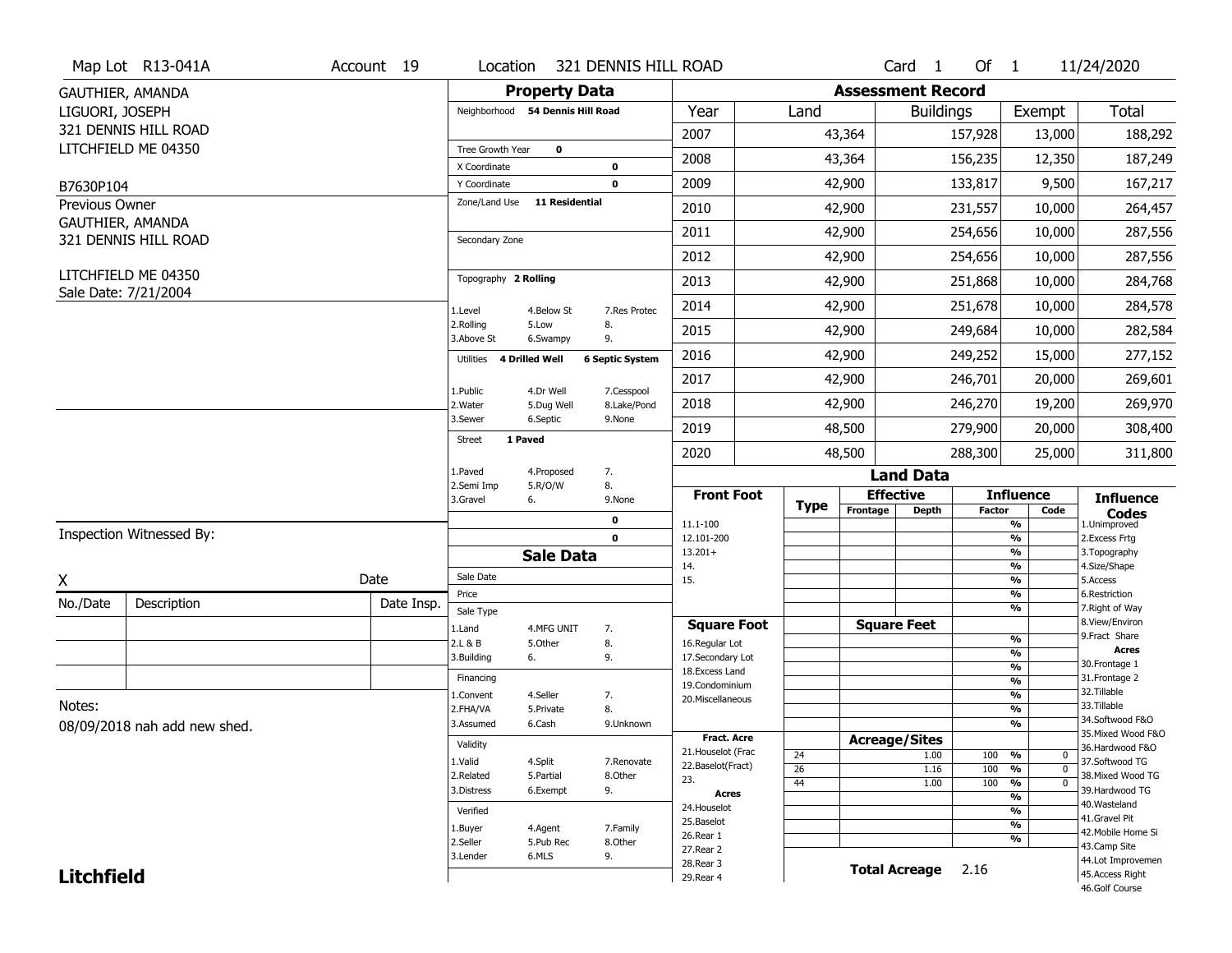Map Lot R13-041A | Account 19 | Location 321 DENNIS HILL ROAD | Card 1 Of 1 | 11/24/2020

GAUTHIER, AMANDA
LIGUORI, JOSEPH
321 DENNIS HILL ROAD
LITCHFIELD ME 04350

B7630P104

Previous Owner
GAUTHIER, AMANDA
321 DENNIS HILL ROAD

LITCHFIELD ME 04350
Sale Date: 7/21/2004

## Property Data

Neighborhood **54 Dennis Hill Road**

Tree Growth Year **0**
X Coordinate **0**
Y Coordinate **0**
Zone/Land Use **11 Residential**

Secondary Zone

Topography **2 Rolling**

1.Level 4.Below St 7.Res Protec
2.Rolling 5.Low 8.
3.Above St 6.Swampy 9.

Utilities **4 Drilled Well** **6 Septic System**

1.Public 4.Dr Well 7.Cesspool
2.Water 5.Dug Well 8.Lake/Pond
3.Sewer 6.Septic 9.None

Street **1 Paved**

1.Paved 4.Proposed 7.
2.Semi Imp 5.R/O/W 8.
3.Gravel 6. 9.None

0
0

## Sale Data

Sale Date
Price
Sale Type
1.Land 4.MFG UNIT 7.
2.L & B 5.Other 8.
3.Building 6. 9.

Financing
1.Convent 4.Seller 7.
2.FHA/VA 5.Private 8.
3.Assumed 6.Cash 9.Unknown

Validity
1.Valid 4.Split 7.Renovate
2.Related 5.Partial 8.Other
3.Distress 6.Exempt 9.

Verified
1.Buyer 4.Agent 7.Family
2.Seller 5.Pub Rec 8.Other
3.Lender 6.MLS 9.

## Assessment Record

| Year | Land | Buildings | Exempt | Total |
|---|---|---|---|---|
| 2007 | 43,364 | 157,928 | 13,000 | 188,292 |
| 2008 | 43,364 | 156,235 | 12,350 | 187,249 |
| 2009 | 42,900 | 133,817 | 9,500 | 167,217 |
| 2010 | 42,900 | 231,557 | 10,000 | 264,457 |
| 2011 | 42,900 | 254,656 | 10,000 | 287,556 |
| 2012 | 42,900 | 254,656 | 10,000 | 287,556 |
| 2013 | 42,900 | 251,868 | 10,000 | 284,768 |
| 2014 | 42,900 | 251,678 | 10,000 | 284,578 |
| 2015 | 42,900 | 249,684 | 10,000 | 282,584 |
| 2016 | 42,900 | 249,252 | 15,000 | 277,152 |
| 2017 | 42,900 | 246,701 | 20,000 | 269,601 |
| 2018 | 42,900 | 246,270 | 19,200 | 269,970 |
| 2019 | 48,500 | 279,900 | 20,000 | 308,400 |
| 2020 | 48,500 | 288,300 | 25,000 | 311,800 |

## Land Data

Front Foot: 11.1-100, 12.101-200, 13.201+, 14., 15.

Square Foot: 16.Regular Lot, 17.Secondary Lot, 18.Excess Land, 19.Condominium, 20.Miscellaneous

Fract. Acre: 21.Houselot (Frac, 22.Baselot(Fract), 23.

Acres: 24.Houselot, 25.Baselot, 26.Rear 1, 27.Rear 2, 28.Rear 3, 29.Rear 4

Acreage/Sites

| Type | Acreage | Influence Factor | Code |
|---|---|---|---|
| 24 | 1.00 | 100 % | 0 |
| 26 | 1.16 | 100 % | 0 |
| 44 | 1.00 | 100 % | 0 |

**Total Acreage** 2.16

Influence Codes: 1.Unimproved, 2.Excess Frtg, 3.Topography, 4.Size/Shape, 5.Access, 6.Restriction, 7.Right of Way, 8.View/Environ, 9.Fract Share

Acres: 30.Frontage 1, 31.Frontage 2, 32.Tillable, 33.Tillable, 34.Softwood F&O, 35.Mixed Wood F&O, 36.Hardwood F&O, 37.Softwood TG, 38.Mixed Wood TG, 39.Hardwood TG, 40.Wasteland, 41.Gravel Pit, 42.Mobile Home Si, 43.Camp Site, 44.Lot Improvemen, 45.Access Right, 46.Golf Course

Inspection Witnessed By:

X Date

| No./Date | Description | Date Insp. |
|---|---|---|
| | | |
| | | |
| | | |

Notes:
08/09/2018 nah add new shed.

**Litchfield**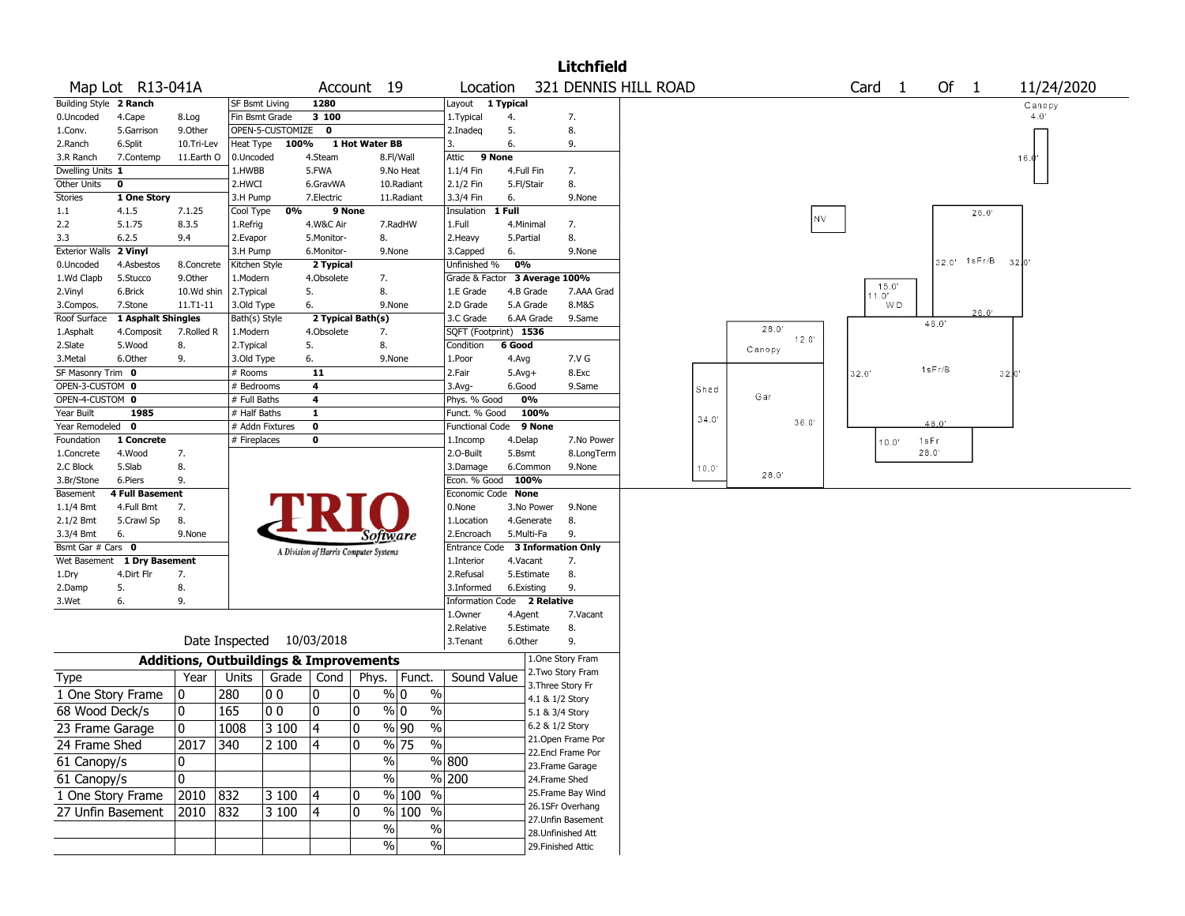# Litchfield

**Map Lot** R13-041A | **Account** 19 | **Location** 321 DENNIS HILL ROAD | **Card** 1 **Of** 1 | 11/24/2020

| Building Style | 2 Ranch | | SF Bsmt Living | 1280 | | Layout | 1 Typical | |
|---|---|---|---|---|---|---|---|---|
| 0.Uncoded | 4.Cape | 8.Log | Fin Bsmt Grade | 3 100 | | 1.Typical | 4. | 7. |
| 1.Conv. | 5.Garrison | 9.Other | OPEN-5-CUSTOMIZE | 0 | | 2.Inadeq | 5. | 8. |
| 2.Ranch | 6.Split | 10.Tri-Lev | Heat Type 100% | 1 Hot Water BB | | 3. | 6. | 9. |
| 3.R Ranch | 7.Contemp | 11.Earth O | 0.Uncoded | 4.Steam | 8.Fl/Wall | Attic | 9 None | |
| Dwelling Units | 1 | | 1.HWBB | 5.FWA | 9.No Heat | 1.1/4 Fin | 4.Full Fin | 7. |
| Other Units | 0 | | 2.HWCI | 6.GravWA | 10.Radiant | 2.1/2 Fin | 5.Fl/Stair | 8. |
| Stories | 1 One Story | | 3.H Pump | 7.Electric | 11.Radiant | 3.3/4 Fin | 6. | 9.None |
| 1.1 | 4.1.5 | 7.1.25 | Cool Type 0% | 9 None | | Insulation | 1 Full | |
| 2.2 | 5.1.75 | 8.3.5 | 1.Refrig | 4.W&C Air | 7.RadHW | 1.Full | 4.Minimal | 7. |
| 3.3 | 6.2.5 | 9.4 | 2.Evapor | 5.Monitor- | 8. | 2.Heavy | 5.Partial | 8. |
| Exterior Walls | 2 Vinyl | | 3.H Pump | 6.Monitor- | 9.None | 3.Capped | 6. | 9.None |
| 0.Uncoded | 4.Asbestos | 8.Concrete | Kitchen Style | 2 Typical | | Unfinished % | 0% | |
| 1.Wd Clapb | 5.Stucco | 9.Other | 1.Modern | 4.Obsolete | 7. | Grade & Factor | 3 Average 100% | |
| 2.Vinyl | 6.Brick | 10.Wd shin | 2.Typical | 5. | 8. | 1.E Grade | 4.B Grade | 7.AAA Grad |
| 3.Compos. | 7.Stone | 11.T1-11 | 3.Old Type | 6. | 9.None | 2.D Grade | 5.A Grade | 8.M&S |
| Roof Surface | 1 Asphalt Shingles | | Bath(s) Style | 2 Typical Bath(s) | | 3.C Grade | 6.AA Grade | 9.Same |
| 1.Asphalt | 4.Composit | 7.Rolled R | 1.Modern | 4.Obsolete | 7. | SQFT (Footprint) | 1536 | |
| 2.Slate | 5.Wood | 8. | 2.Typical | 5. | 8. | Condition | 6 Good | |
| 3.Metal | 6.Other | 9. | 3.Old Type | 6. | 9.None | 1.Poor | 4.Avg | 7.V G |
| SF Masonry Trim | 0 | | # Rooms | 11 | | 2.Fair | 5.Avg+ | 8.Exc |
| OPEN-3-CUSTOM | 0 | | # Bedrooms | 4 | | 3.Avg- | 6.Good | 9.Same |
| OPEN-4-CUSTOM | 0 | | # Full Baths | 4 | | Phys. % Good | 0% | |
| Year Built | 1985 | | # Half Baths | 1 | | Funct. % Good | 100% | |
| Year Remodeled | 0 | | # Addn Fixtures | 0 | | Functional Code | 9 None | |
| Foundation | 1 Concrete | | # Fireplaces | 0 | | 1.Incomp | 4.Delap | 7.No Power |
| 1.Concrete | 4.Wood | 7. | | | | 2.O-Built | 5.Bsmt | 8.LongTerm |
| 2.C Block | 5.Slab | 8. | | | | 3.Damage | 6.Common | 9.None |
| 3.Br/Stone | 6.Piers | 9. | | | | Econ. % Good | 100% | |
| Basement | 4 Full Basement | | | | | Economic Code | None | |
| 1.1/4 Bmt | 4.Full Bmt | 7. | | | | 0.None | 3.No Power | 9.None |
| 2.1/2 Bmt | 5.Crawl Sp | 8. | | | | 1.Location | 4.Generate | 8. |
| 3.3/4 Bmt | 6. | 9.None | | | | 2.Encroach | 5.Multi-Fa | 9. |
| Bsmt Gar # Cars | 0 | | | | | Entrance Code | 3 Information Only | |
| Wet Basement | 1 Dry Basement | | | | | 1.Interior | 4.Vacant | 7. |
| 1.Dry | 4.Dirt Flr | 7. | | | | 2.Refusal | 5.Estimate | 8. |
| 2.Damp | 5. | 8. | | | | 3.Informed | 6.Existing | 9. |
| 3.Wet | 6. | 9. | | | | Information Code | 2 Relative | |
| | | | | | | 1.Owner | 4.Agent | 7.Vacant |
| | | | | | | 2.Relative | 5.Estimate | 8. |
| | | | | | | 3.Tenant | 6.Other | 9. |

TRIO Software — A Division of Harris Computer Systems

Date Inspected 10/03/2018

## Additions, Outbuildings & Improvements

| Type | Year | Units | Grade | Cond | Phys. | Funct. | Sound Value |
|---|---|---|---|---|---|---|---|
| 1 One Story Frame | 0 | 280 | 0 0 | 0 | 0 % | 0 % | |
| 68 Wood Deck/s | 0 | 165 | 0 0 | 0 | 0 % | 0 % | |
| 23 Frame Garage | 0 | 1008 | 3 100 | 4 | 0 % | 90 % | |
| 24 Frame Shed | 2017 | 340 | 2 100 | 4 | 0 % | 75 % | |
| 61 Canopy/s | 0 | | | | % | % | 800 |
| 61 Canopy/s | 0 | | | | % | % | 200 |
| 1 One Story Frame | 2010 | 832 | 3 100 | 4 | 0 % | 100 % | |
| 27 Unfin Basement | 2010 | 832 | 3 100 | 4 | 0 % | 100 % | |
| | | | | | % | % | |
| | | | | | % | % | |

1.One Story Fram
2.Two Story Fram
3.Three Story Fr
4.1 & 1/2 Story
5.1 & 3/4 Story
6.2 & 1/2 Story
21.Open Frame Por
22.Encl Frame Por
23.Frame Garage
24.Frame Shed
25.Frame Bay Wind
26.1SFr Overhang
27.Unfin Basement
28.Unfinished Att
29.Finished Attic

Sketch labels: Canopy 4.0' 16.0'; NV; 26.0' 1sFr/B 32.0' 32.0' 26.0'; 15.0' 11.0' WD; 48.0'; 28.0' 12.0' Canopy; 32.0' 1sFr/B 32.0'; Shed; Gar; 34.0' 36.0'; 48.0'; 10.0' 1sFr 28.0'; 10.0'; 28.0'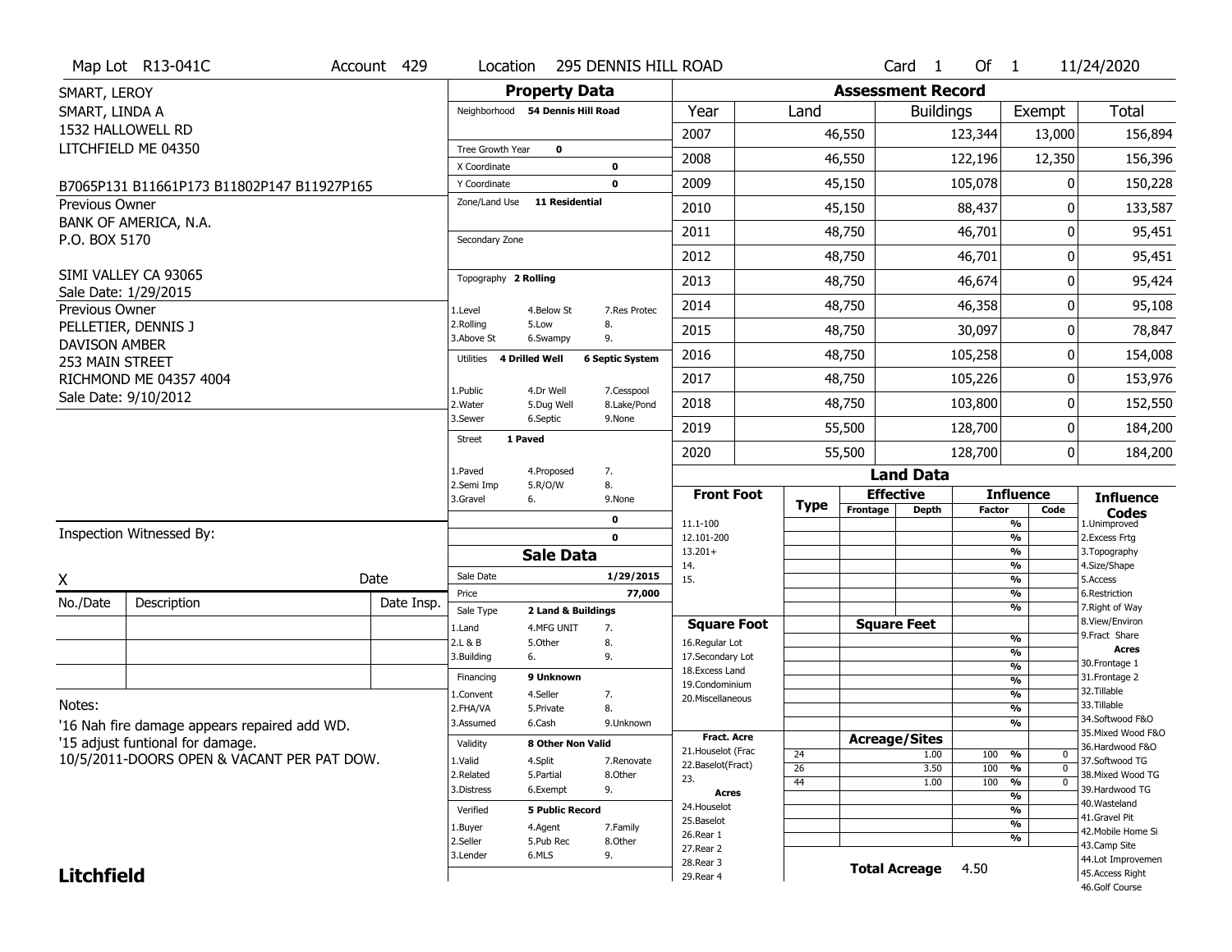Map Lot R13-041C | Account 429 | Location 295 DENNIS HILL ROAD | Card 1 Of 1 | 11/24/2020

SMART, LEROY
SMART, LINDA A
1532 HALLOWELL RD
LITCHFIELD ME 04350

B7065P131 B11661P173 B11802P147 B11927P165

Previous Owner
BANK OF AMERICA, N.A.
P.O. BOX 5170

SIMI VALLEY CA 93065
Sale Date: 1/29/2015

Previous Owner
PELLETIER, DENNIS J
DAVISON AMBER
253 MAIN STREET
RICHMOND ME 04357 4004
Sale Date: 9/10/2012

## Property Data

| | | |
|---|---|---|
| Neighborhood | 54 Dennis Hill Road | |
| Tree Growth Year | 0 | |
| X Coordinate | | 0 |
| Y Coordinate | | 0 |
| Zone/Land Use | 11 Residential | |
| Secondary Zone | | |
| Topography | 2 Rolling | |
| 1.Level | 4.Below St | 7.Res Protec |
| 2.Rolling | 5.Low | 8. |
| 3.Above St | 6.Swampy | 9. |
| Utilities | 4 Drilled Well | 6 Septic System |
| 1.Public | 4.Dr Well | 7.Cesspool |
| 2.Water | 5.Dug Well | 8.Lake/Pond |
| 3.Sewer | 6.Septic | 9.None |
| Street | 1 Paved | |
| 1.Paved | 4.Proposed | 7. |
| 2.Semi Imp | 5.R/O/W | 8. |
| 3.Gravel | 6. | 9.None |
| | | 0 |
| | | 0 |

## Assessment Record

| Year | Land | Buildings | Exempt | Total |
|---|---|---|---|---|
| 2007 | 46,550 | 123,344 | 13,000 | 156,894 |
| 2008 | 46,550 | 122,196 | 12,350 | 156,396 |
| 2009 | 45,150 | 105,078 | 0 | 150,228 |
| 2010 | 45,150 | 88,437 | 0 | 133,587 |
| 2011 | 48,750 | 46,701 | 0 | 95,451 |
| 2012 | 48,750 | 46,701 | 0 | 95,451 |
| 2013 | 48,750 | 46,674 | 0 | 95,424 |
| 2014 | 48,750 | 46,358 | 0 | 95,108 |
| 2015 | 48,750 | 30,097 | 0 | 78,847 |
| 2016 | 48,750 | 105,258 | 0 | 154,008 |
| 2017 | 48,750 | 105,226 | 0 | 153,976 |
| 2018 | 48,750 | 103,800 | 0 | 152,550 |
| 2019 | 55,500 | 128,700 | 0 | 184,200 |
| 2020 | 55,500 | 128,700 | 0 | 184,200 |

## Sale Data

| | | |
|---|---|---|
| Sale Date | | 1/29/2015 |
| Price | | 77,000 |
| Sale Type | 2 Land & Buildings | |
| 1.Land | 4.MFG UNIT | 7. |
| 2.L & B | 5.Other | 8. |
| 3.Building | 6. | 9. |
| Financing | 9 Unknown | |
| 1.Convent | 4.Seller | 7. |
| 2.FHA/VA | 5.Private | 8. |
| 3.Assumed | 6.Cash | 9.Unknown |
| Validity | 8 Other Non Valid | |
| 1.Valid | 4.Split | 7.Renovate |
| 2.Related | 5.Partial | 8.Other |
| 3.Distress | 6.Exempt | 9. |
| Verified | 5 Public Record | |
| 1.Buyer | 4.Agent | 7.Family |
| 2.Seller | 5.Pub Rec | 8.Other |
| 3.Lender | 6.MLS | 9. |

## Land Data

| Front Foot | Type | Effective Frontage | Effective Depth | Influence Factor | Influence Code |
|---|---|---|---|---|---|
| 11.1-100 | | | | % | |
| 12.101-200 | | | | % | |
| 13.201+ | | | | % | |
| 14. | | | | % | |
| 15. | | | | % | |
| | | | | % | |
| | | | | % | |
| **Square Foot** | | **Square Feet** | | | |
| 16.Regular Lot | | | | % | |
| 17.Secondary Lot | | | | % | |
| 18.Excess Land | | | | % | |
| 19.Condominium | | | | % | |
| 20.Miscellaneous | | | | % | |
| | | | | % | |
| | | | | % | |
| **Fract. Acre** | | **Acreage/Sites** | | | |
| 21.Houselot (Frac | 24 | | 1.00 | 100 % | 0 |
| 22.Baselot(Fract) | 26 | | 3.50 | 100 % | 0 |
| 23. | 44 | | 1.00 | 100 % | 0 |
| **Acres** | | | | % | |
| 24.Houselot | | | | % | |
| 25.Baselot | | | | % | |
| 26.Rear 1 | | | | % | |
| 27.Rear 2 | | | | | |
| 28.Rear 3 | | | | | |
| 29.Rear 4 | | | | | |

**Total Acreage** 4.50

**Influence Codes**
1.Unimproved
2.Excess Frtg
3.Topography
4.Size/Shape
5.Access
6.Restriction
7.Right of Way
8.View/Environ
9.Fract Share
**Acres**
30.Frontage 1
31.Frontage 2
32.Tillable
33.Tillable
34.Softwood F&O
35.Mixed Wood F&O
36.Hardwood F&O
37.Softwood TG
38.Mixed Wood TG
39.Hardwood TG
40.Wasteland
41.Gravel Pit
42.Mobile Home Si
43.Camp Site
44.Lot Improvemen
45.Access Right
46.Golf Course

Inspection Witnessed By:

X _______________ Date

| No./Date | Description | Date Insp. |
|---|---|---|
| | | |
| | | |
| | | |

Notes:
'16 Nah fire damage appears repaired add WD.
'15 adjust funtional for damage.
10/5/2011-DOORS OPEN & VACANT PER PAT DOW.

**Litchfield**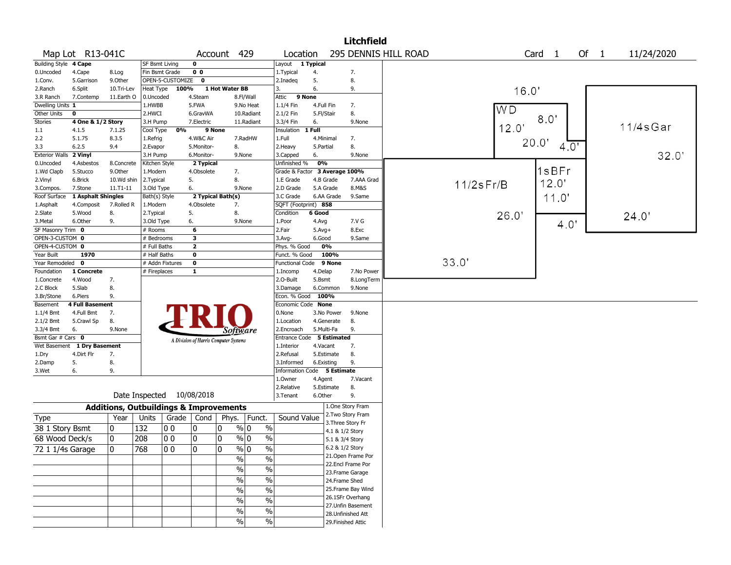# Litchfield

**Map Lot** R13-041C **Account** 429 **Location** 295 DENNIS HILL ROAD **Card** 1 **Of** 1 11/24/2020

| | | | | | | | | | | | |
|---|---|---|---|---|---|---|---|---|---|---|---|
| Building Style | **4 Cape** | | SF Bsmt Living | **0** | | | Layout | **1 Typical** | | | |
| 0.Uncoded | 4.Cape | 8.Log | Fin Bsmt Grade | **0 0** | | | 1.Typical | 4. | | 7. | |
| 1.Conv. | 5.Garrison | 9.Other | OPEN-5-CUSTOMIZE | **0** | | | 2.Inadeq | 5. | | 8. | |
| 2.Ranch | 6.Split | 10.Tri-Lev | Heat Type | **100%** | **1 Hot Water BB** | | 3. | 6. | | 9. | |
| 3.R Ranch | 7.Contemp | 11.Earth O | 0.Uncoded | 4.Steam | 8.Fl/Wall | | Attic | **9 None** | | | |
| Dwelling Units | **1** | | 1.HWBB | 5.FWA | 9.No Heat | | 1.1/4 Fin | 4.Full Fin | | 7. | |
| Other Units | **0** | | 2.HWCI | 6.GravWA | 10.Radiant | | 2.1/2 Fin | 5.Fl/Stair | | 8. | |
| Stories | **4 One & 1/2 Story** | | 3.H Pump | 7.Electric | 11.Radiant | | 3.3/4 Fin | 6. | | 9.None | |
| 1.1 | 4.1.5 | 7.1.25 | Cool Type | **0%** | **9 None** | | Insulation | **1 Full** | | | |
| 2.2 | 5.1.75 | 8.3.5 | 1.Refrig | 4.W&C Air | 7.RadHW | | 1.Full | 4.Minimal | | 7. | |
| 3.3 | 6.2.5 | 9.4 | 2.Evapor | 5.Monitor- | 8. | | 2.Heavy | 5.Partial | | 8. | |
| Exterior Walls | **2 Vinyl** | | 3.H Pump | 6.Monitor- | 9.None | | 3.Capped | 6. | | 9.None | |
| 0.Uncoded | 4.Asbestos | 8.Concrete | Kitchen Style | **2 Typical** | | | Unfinished % | **0%** | | | |
| 1.Wd Clapb | 5.Stucco | 9.Other | 1.Modern | 4.Obsolete | 7. | | Grade & Factor | **3 Average 100%** | | | |
| 2.Vinyl | 6.Brick | 10.Wd shin | 2.Typical | 5. | 8. | | 1.E Grade | 4.B Grade | | 7.AAA Grad | |
| 3.Compos. | 7.Stone | 11.T1-11 | 3.Old Type | 6. | 9.None | | 2.D Grade | 5.A Grade | | 8.M&S | |
| Roof Surface | **1 Asphalt Shingles** | | Bath(s) Style | **2 Typical Bath(s)** | | | 3.C Grade | 6.AA Grade | | 9.Same | |
| 1.Asphalt | 4.Composit | 7.Rolled R | 1.Modern | 4.Obsolete | 7. | | SQFT (Footprint) | **858** | | | |
| 2.Slate | 5.Wood | 8. | 2.Typical | 5. | 8. | | Condition | **6 Good** | | | |
| 3.Metal | 6.Other | 9. | 3.Old Type | 6. | 9.None | | 1.Poor | 4.Avg | | 7.V G | |
| SF Masonry Trim | **0** | | # Rooms | **6** | | | 2.Fair | 5.Avg+ | | 8.Exc | |
| OPEN-3-CUSTOM | **0** | | # Bedrooms | **3** | | | 3.Avg- | 6.Good | | 9.Same | |
| OPEN-4-CUSTOM | **0** | | # Full Baths | **2** | | | Phys. % Good | **0%** | | | |
| Year Built | **1970** | | # Half Baths | **0** | | | Funct. % Good | **100%** | | | |
| Year Remodeled | **0** | | # Addn Fixtures | **0** | | | Functional Code | **9 None** | | | |
| Foundation | **1 Concrete** | | # Fireplaces | **1** | | | 1.Incomp | 4.Delap | | 7.No Power | |
| 1.Concrete | 4.Wood | 7. | | | | | 2.O-Built | 5.Bsmt | | 8.LongTerm | |
| 2.C Block | 5.Slab | 8. | | | | | 3.Damage | 6.Common | | 9.None | |
| 3.Br/Stone | 6.Piers | 9. | | | | | Econ. % Good | **100%** | | | |
| Basement | **4 Full Basement** | | | | | | Economic Code | **None** | | | |
| 1.1/4 Bmt | 4.Full Bmt | 7. | | | | | 0.None | 3.No Power | | 9.None | |
| 2.1/2 Bmt | 5.Crawl Sp | 8. | | | | | 1.Location | 4.Generate | | 8. | |
| 3.3/4 Bmt | 6. | 9.None | | | | | 2.Encroach | 5.Multi-Fa | | 9. | |
| Bsmt Gar # Cars | **0** | | | | | | Entrance Code | **5 Estimated** | | | |
| Wet Basement | **1 Dry Basement** | | | | | | 1.Interior | 4.Vacant | | 7. | |
| 1.Dry | 4.Dirt Flr | 7. | | | | | 2.Refusal | 5.Estimate | | 8. | |
| 2.Damp | 5. | 8. | | | | | 3.Informed | 6.Existing | | 9. | |
| 3.Wet | 6. | 9. | | | | | Information Code | **5 Estimate** | | | |
| | | | | | | | 1.Owner | 4.Agent | | 7.Vacant | |
| | | | | | | | 2.Relative | 5.Estimate | | 8. | |
| | | | | | | | 3.Tenant | 6.Other | | 9. | |

TRIO Software — A Division of Harris Computer Systems

Date Inspected 10/08/2018

## Additions, Outbuildings & Improvements

| Type | Year | Units | Grade | Cond | Phys. | Funct. | Sound Value |
|---|---|---|---|---|---|---|---|
| 38 1 Story Bsmt | 0 | 132 | 0 0 | 0 | 0 % | 0 % | |
| 68 Wood Deck/s | 0 | 208 | 0 0 | 0 | 0 % | 0 % | |
| 72 1 1/4s Garage | 0 | 768 | 0 0 | 0 | 0 % | 0 % | |
| | | | | | % | % | |
| | | | | | % | % | |
| | | | | | % | % | |
| | | | | | % | % | |
| | | | | | % | % | |
| | | | | | % | % | |
| | | | | | % | % | |

1.One Story Fram
2.Two Story Fram
3.Three Story Fr
4.1 & 1/2 Story
5.1 & 3/4 Story
6.2 & 1/2 Story
21.Open Frame Por
22.Encl Frame Por
23.Frame Garage
24.Frame Shed
25.Frame Bay Wind
26.1SFr Overhang
27.Unfin Basement
28.Unfinished Att
29.Finished Attic

Sketch labels: WD 16.0' 12.0'; 8.0' 20.0' 4.0'; 11/4sGar 32.0' 24.0'; 1sBFr 12.0' 11.0' 4.0'; 11/2sFr/B 26.0' 33.0'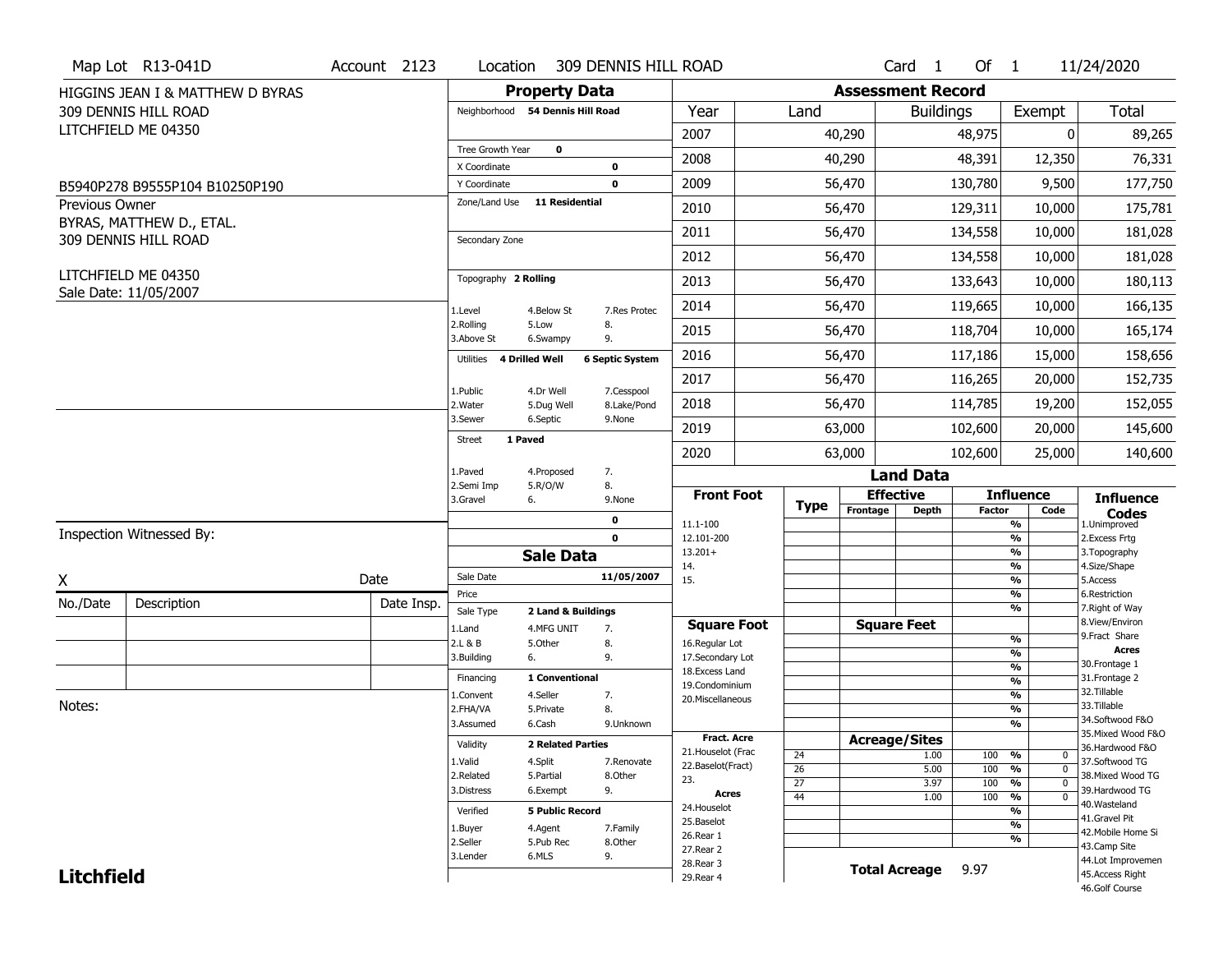Map Lot R13-041D | Account 2123 | Location 309 DENNIS HILL ROAD | Card 1 Of 1 | 11/24/2020

HIGGINS JEAN I & MATTHEW D BYRAS
309 DENNIS HILL ROAD
LITCHFIELD ME 04350

B5940P278 B9555P104 B10250P190

Previous Owner
BYRAS, MATTHEW D., ETAL.
309 DENNIS HILL ROAD

LITCHFIELD ME 04350
Sale Date: 11/05/2007

## Property Data

Neighborhood 54 Dennis Hill Road

Tree Growth Year 0
X Coordinate 0
Y Coordinate 0
Zone/Land Use 11 Residential

Secondary Zone

Topography 2 Rolling

1.Level 4.Below St 7.Res Protec
2.Rolling 5.Low 8.
3.Above St 6.Swampy 9.

Utilities 4 Drilled Well 6 Septic System

1.Public 4.Dr Well 7.Cesspool
2.Water 5.Dug Well 8.Lake/Pond
3.Sewer 6.Septic 9.None

Street 1 Paved

1.Paved 4.Proposed 7.
2.Semi Imp 5.R/O/W 8.
3.Gravel 6. 9.None

0
0

## Sale Data

Sale Date 11/05/2007
Price
Sale Type 2 Land & Buildings

1.Land 4.MFG UNIT 7.
2.L & B 5.Other 8.
3.Building 6. 9.

Financing 1 Conventional

1.Convent 4.Seller 7.
2.FHA/VA 5.Private 8.
3.Assumed 6.Cash 9.Unknown

Validity 2 Related Parties

1.Valid 4.Split 7.Renovate
2.Related 5.Partial 8.Other
3.Distress 6.Exempt 9.

Verified 5 Public Record

1.Buyer 4.Agent 7.Family
2.Seller 5.Pub Rec 8.Other
3.Lender 6.MLS 9.

## Assessment Record

| Year | Land | Buildings | Exempt | Total |
|---|---|---|---|---|
| 2007 | 40,290 | 48,975 | 0 | 89,265 |
| 2008 | 40,290 | 48,391 | 12,350 | 76,331 |
| 2009 | 56,470 | 130,780 | 9,500 | 177,750 |
| 2010 | 56,470 | 129,311 | 10,000 | 175,781 |
| 2011 | 56,470 | 134,558 | 10,000 | 181,028 |
| 2012 | 56,470 | 134,558 | 10,000 | 181,028 |
| 2013 | 56,470 | 133,643 | 10,000 | 180,113 |
| 2014 | 56,470 | 119,665 | 10,000 | 166,135 |
| 2015 | 56,470 | 118,704 | 10,000 | 165,174 |
| 2016 | 56,470 | 117,186 | 15,000 | 158,656 |
| 2017 | 56,470 | 116,265 | 20,000 | 152,735 |
| 2018 | 56,470 | 114,785 | 19,200 | 152,055 |
| 2019 | 63,000 | 102,600 | 20,000 | 145,600 |
| 2020 | 63,000 | 102,600 | 25,000 | 140,600 |

## Land Data

| Front Foot | Type | Effective Frontage | Effective Depth | Influence Factor | Influence Code |
|---|---|---|---|---|---|
| 11.1-100 | | | | % | |
| 12.101-200 | | | | % | |
| 13.201+ | | | | % | |
| 14. | | | | % | |
| 15. | | | | % | |
| | | | | % | |
| | | | | % | |

| Square Foot | Square Feet | Factor |
|---|---|---|
| 16.Regular Lot | | % |
| 17.Secondary Lot | | % |
| 18.Excess Land | | % |
| 19.Condominium | | % |
| 20.Miscellaneous | | % |
| | | % |
| | | % |

| Fract. Acre / Acres | Type | Acreage/Sites | Factor | Code |
|---|---|---|---|---|
| 21.Houselot (Frac | 24 | 1.00 | 100 % | 0 |
| 22.Baselot(Fract) | 26 | 5.00 | 100 % | 0 |
| 23. | 27 | 3.97 | 100 % | 0 |
| 24.Houselot | 44 | 1.00 | 100 % | 0 |
| 25.Baselot | | | % | |
| 26.Rear 1 | | | % | |
| 27.Rear 2 | | | % | |
| 28.Rear 3 | | | | |
| 29.Rear 4 | | | | |

Total Acreage 9.97

**Influence Codes**
1.Unimproved
2.Excess Frtg
3.Topography
4.Size/Shape
5.Access
6.Restriction
7.Right of Way
8.View/Environ
9.Fract Share

**Acres**
30.Frontage 1
31.Frontage 2
32.Tillable
33.Tillable
34.Softwood F&O
35.Mixed Wood F&O
36.Hardwood F&O
37.Softwood TG
38.Mixed Wood TG
39.Hardwood TG
40.Wasteland
41.Gravel Pit
42.Mobile Home Si
43.Camp Site
44.Lot Improvemen
45.Access Right
46.Golf Course

Inspection Witnessed By:

X ____________________ Date

| No./Date | Description | Date Insp. |
|---|---|---|
| | | |
| | | |
| | | |

Notes:

**Litchfield**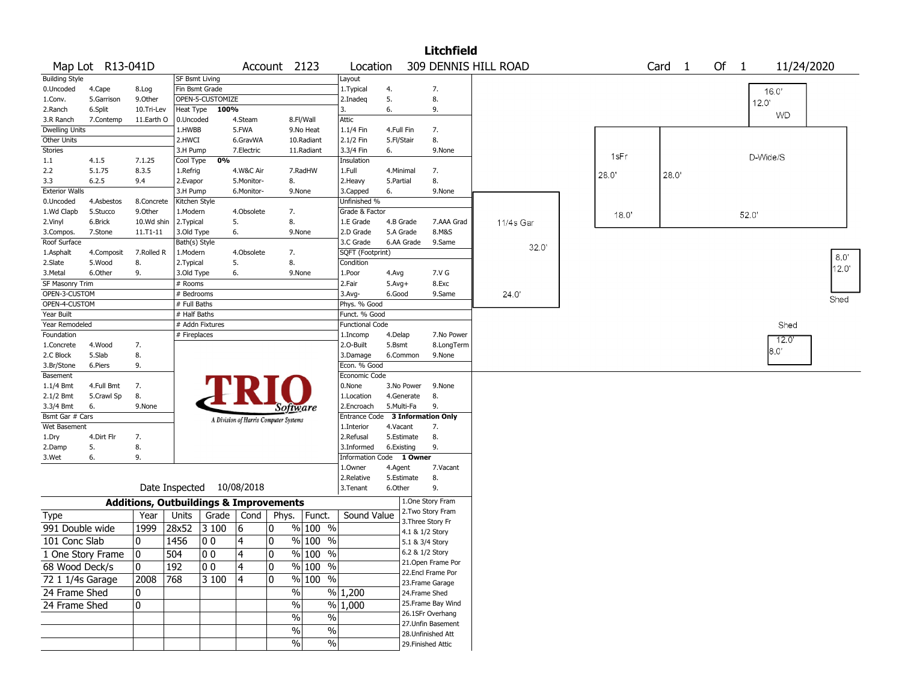# Litchfield

Map Lot R13-041D | Account 2123 | Location 309 DENNIS HILL ROAD | Card 1 Of 1 | 11/24/2020

| Building Style | | | SF Bsmt Living | | | Layout | | |
|---|---|---|---|---|---|---|---|---|
| 0.Uncoded | 4.Cape | 8.Log | Fin Bsmt Grade | | | 1.Typical | 4. | 7. |
| 1.Conv. | 5.Garrison | 9.Other | OPEN-5-CUSTOMIZE | | | 2.Inadeq | 5. | 8. |
| 2.Ranch | 6.Split | 10.Tri-Lev | Heat Type 100% | | | 3. | 6. | 9. |
| 3.R Ranch | 7.Contemp | 11.Earth O | 0.Uncoded | 4.Steam | 8.Fl/Wall | Attic | | |
| Dwelling Units | | | 1.HWBB | 5.FWA | 9.No Heat | 1.1/4 Fin | 4.Full Fin | 7. |
| Other Units | | | 2.HWCI | 6.GravWA | 10.Radiant | 2.1/2 Fin | 5.Fl/Stair | 8. |
| Stories | | | 3.H Pump | 7.Electric | 11.Radiant | 3.3/4 Fin | 6. | 9.None |
| 1.1 | 4.1.5 | 7.1.25 | Cool Type 0% | | | Insulation | | |
| 2.2 | 5.1.75 | 8.3.5 | 1.Refrig | 4.W&C Air | 7.RadHW | 1.Full | 4.Minimal | 7. |
| 3.3 | 6.2.5 | 9.4 | 2.Evapor | 5.Monitor- | 8. | 2.Heavy | 5.Partial | 8. |
| Exterior Walls | | | 3.H Pump | 6.Monitor- | 9.None | 3.Capped | 6. | 9.None |
| 0.Uncoded | 4.Asbestos | 8.Concrete | Kitchen Style | | | Unfinished % | | |
| 1.Wd Clapb | 5.Stucco | 9.Other | 1.Modern | 4.Obsolete | 7. | Grade & Factor | | |
| 2.Vinyl | 6.Brick | 10.Wd shin | 2.Typical | 5. | 8. | 1.E Grade | 4.B Grade | 7.AAA Grad |
| 3.Compos. | 7.Stone | 11.T1-11 | 3.Old Type | 6. | 9.None | 2.D Grade | 5.A Grade | 8.M&S |
| Roof Surface | | | Bath(s) Style | | | 3.C Grade | 6.AA Grade | 9.Same |
| 1.Asphalt | 4.Composit | 7.Rolled R | 1.Modern | 4.Obsolete | 7. | SQFT (Footprint) | | |
| 2.Slate | 5.Wood | 8. | 2.Typical | 5. | 8. | Condition | | |
| 3.Metal | 6.Other | 9. | 3.Old Type | 6. | 9.None | 1.Poor | 4.Avg | 7.V G |
| SF Masonry Trim | | | # Rooms | | | 2.Fair | 5.Avg+ | 8.Exc |
| OPEN-3-CUSTOM | | | # Bedrooms | | | 3.Avg- | 6.Good | 9.Same |
| OPEN-4-CUSTOM | | | # Full Baths | | | Phys. % Good | | |
| Year Built | | | # Half Baths | | | Funct. % Good | | |
| Year Remodeled | | | # Addn Fixtures | | | Functional Code | | |
| Foundation | | | # Fireplaces | | | 1.Incomp | 4.Delap | 7.No Power |
| 1.Concrete | 4.Wood | 7. | | | | 2.O-Built | 5.Bsmt | 8.LongTerm |
| 2.C Block | 5.Slab | 8. | | | | 3.Damage | 6.Common | 9.None |
| 3.Br/Stone | 6.Piers | 9. | | | | Econ. % Good | | |
| Basement | | | | | | Economic Code | | |
| 1.1/4 Bmt | 4.Full Bmt | 7. | | | | 0.None | 3.No Power | 9.None |
| 2.1/2 Bmt | 5.Crawl Sp | 8. | | | | 1.Location | 4.Generate | 8. |
| 3.3/4 Bmt | 6. | 9.None | | | | 2.Encroach | 5.Multi-Fa | 9. |
| Bsmt Gar # Cars | | | | | | Entrance Code 3 Information Only | | |
| Wet Basement | | | | | | 1.Interior | 4.Vacant | 7. |
| 1.Dry | 4.Dirt Flr | 7. | | | | 2.Refusal | 5.Estimate | 8. |
| 2.Damp | 5. | 8. | | | | 3.Informed | 6.Existing | 9. |
| 3.Wet | 6. | 9. | | | | Information Code 1 Owner | | |
| | | | | | | 1.Owner | 4.Agent | 7.Vacant |
| | | | | | | 2.Relative | 5.Estimate | 8. |
| | | | Date Inspected 10/08/2018 | | | 3.Tenant | 6.Other | 9. |

TRIO Software — A Division of Harris Computer Systems

## Additions, Outbuildings & Improvements

| Type | Year | Units | Grade | Cond | Phys. | Funct. | Sound Value |
|---|---|---|---|---|---|---|---|
| 991 Double wide | 1999 | 28x52 | 3 100 | 6 | 0 % | 100 % | |
| 101 Conc Slab | 0 | 1456 | 0 0 | 4 | 0 % | 100 % | |
| 1 One Story Frame | 0 | 504 | 0 0 | 4 | 0 % | 100 % | |
| 68 Wood Deck/s | 0 | 192 | 0 0 | 4 | 0 % | 100 % | |
| 72 1 1/4s Garage | 2008 | 768 | 3 100 | 4 | 0 % | 100 % | |
| 24 Frame Shed | 0 | | | | % | % | 1,200 |
| 24 Frame Shed | 0 | | | | % | % | 1,000 |
| | | | | | % | % | |
| | | | | | % | % | |
| | | | | | % | % | |

1.One Story Fram
2.Two Story Fram
3.Three Story Fr
4.1 & 1/2 Story
5.1 & 3/4 Story
6.2 & 1/2 Story
21.Open Frame Por
22.Encl Frame Por
23.Frame Garage
24.Frame Shed
25.Frame Bay Wind
26.1SFr Overhang
27.Unfin Basement
28.Unfinished Att
29.Finished Attic

Sketch labels: 16.0' 12.0' WD; 1sFr 28.0' 18.0'; D-Wide/S 28.0' 52.0'; 11/4s Gar 32.0' 24.0'; Shed 8.0' 12.0'; Shed 12.0' 8.0'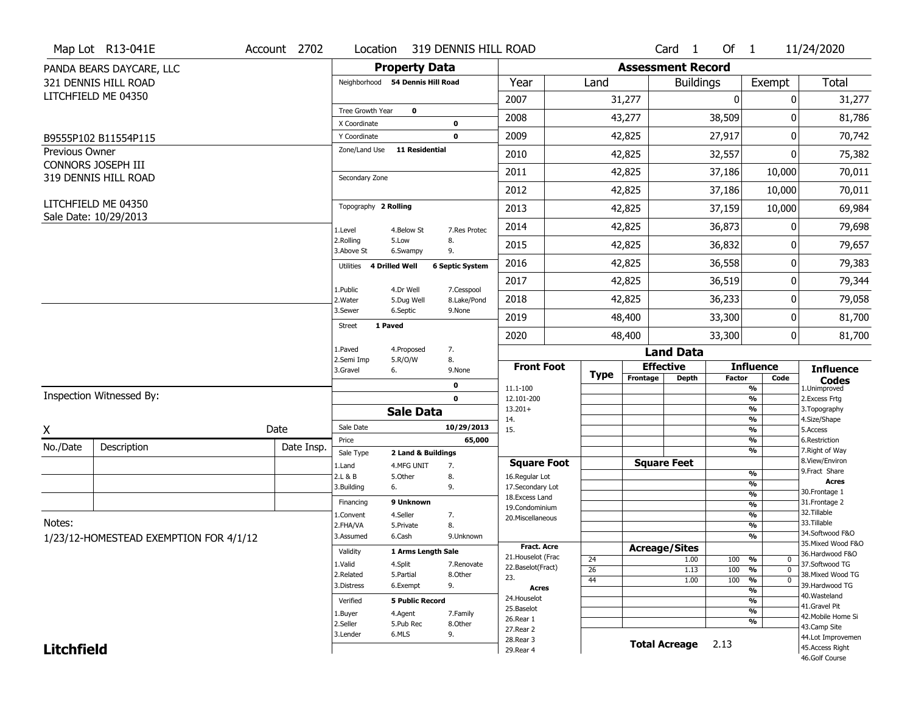Map Lot R13-041E | Account 2702 | Location 319 DENNIS HILL ROAD | Card 1 Of 1 | 11/24/2020

PANDA BEARS DAYCARE, LLC
321 DENNIS HILL ROAD
LITCHFIELD ME 04350

B9555P102 B11554P115

Previous Owner
CONNORS JOSEPH III
319 DENNIS HILL ROAD

LITCHFIELD ME 04350
Sale Date: 10/29/2013

## Property Data

Neighborhood **54 Dennis Hill Road**

Tree Growth Year **0**
X Coordinate **0**
Y Coordinate **0**
Zone/Land Use **11 Residential**

Secondary Zone

Topography **2 Rolling**

| | | |
|---|---|---|
| 1.Level | 4.Below St | 7.Res Protec |
| 2.Rolling | 5.Low | 8. |
| 3.Above St | 6.Swampy | 9. |

Utilities **4 Drilled Well** **6 Septic System**

| | | |
|---|---|---|
| 1.Public | 4.Dr Well | 7.Cesspool |
| 2.Water | 5.Dug Well | 8.Lake/Pond |
| 3.Sewer | 6.Septic | 9.None |

Street **1 Paved**

| | | |
|---|---|---|
| 1.Paved | 4.Proposed | 7. |
| 2.Semi Imp | 5.R/O/W | 8. |
| 3.Gravel | 6. | 9.None |

**0**
**0**

## Sale Data

Sale Date **10/29/2013**
Price **65,000**
Sale Type **2 Land & Buildings**

| | | |
|---|---|---|
| 1.Land | 4.MFG UNIT | 7. |
| 2.L & B | 5.Other | 8. |
| 3.Building | 6. | 9. |

Financing **9 Unknown**

| | | |
|---|---|---|
| 1.Convent | 4.Seller | 7. |
| 2.FHA/VA | 5.Private | 8. |
| 3.Assumed | 6.Cash | 9.Unknown |

Validity **1 Arms Length Sale**

| | | |
|---|---|---|
| 1.Valid | 4.Split | 7.Renovate |
| 2.Related | 5.Partial | 8.Other |
| 3.Distress | 6.Exempt | 9. |

Verified **5 Public Record**

| | | |
|---|---|---|
| 1.Buyer | 4.Agent | 7.Family |
| 2.Seller | 5.Pub Rec | 8.Other |
| 3.Lender | 6.MLS | 9. |

## Assessment Record

| Year | Land | Buildings | Exempt | Total |
|---|---|---|---|---|
| 2007 | 31,277 | 0 | 0 | 31,277 |
| 2008 | 43,277 | 38,509 | 0 | 81,786 |
| 2009 | 42,825 | 27,917 | 0 | 70,742 |
| 2010 | 42,825 | 32,557 | 0 | 75,382 |
| 2011 | 42,825 | 37,186 | 10,000 | 70,011 |
| 2012 | 42,825 | 37,186 | 10,000 | 70,011 |
| 2013 | 42,825 | 37,159 | 10,000 | 69,984 |
| 2014 | 42,825 | 36,873 | 0 | 79,698 |
| 2015 | 42,825 | 36,832 | 0 | 79,657 |
| 2016 | 42,825 | 36,558 | 0 | 79,383 |
| 2017 | 42,825 | 36,519 | 0 | 79,344 |
| 2018 | 42,825 | 36,233 | 0 | 79,058 |
| 2019 | 48,400 | 33,300 | 0 | 81,700 |
| 2020 | 48,400 | 33,300 | 0 | 81,700 |

## Land Data

| Front Foot | Type | Effective Frontage | Effective Depth | Influence Factor | Influence Code |
|---|---|---|---|---|---|
| 11.1-100 | | | | % | |
| 12.101-200 | | | | % | |
| 13.201+ | | | | % | |
| 14. | | | | % | |
| 15. | | | | % | |
| | | | | % | |
| | | | | % | |

| Square Foot | Square Feet | Influence Factor | Influence Code |
|---|---|---|---|
| 16.Regular Lot | | % | |
| 17.Secondary Lot | | % | |
| 18.Excess Land | | % | |
| 19.Condominium | | % | |
| 20.Miscellaneous | | % | |
| | | % | |
| | | % | |

| Fract. Acre / Acres | Type | Acreage/Sites | Influence Factor | Influence Code |
|---|---|---|---|---|
| 21.Houselot (Frac | 24 | 1.00 | 100 % | 0 |
| 22.Baselot(Fract) | 26 | 1.13 | 100 % | 0 |
| 23. | 44 | 1.00 | 100 % | 0 |
| 24.Houselot | | | % | |
| 25.Baselot | | | % | |
| 26.Rear 1 | | | % | |
| 27.Rear 2 | | | % | |
| 28.Rear 3 | | | | |
| 29.Rear 4 | | | | |

**Total Acreage** 2.13

**Influence Codes**
1.Unimproved
2.Excess Frtg
3.Topography
4.Size/Shape
5.Access
6.Restriction
7.Right of Way
8.View/Environ
9.Fract Share

**Acres**
30.Frontage 1
31.Frontage 2
32.Tillable
33.Tillable
34.Softwood F&O
35.Mixed Wood F&O
36.Hardwood F&O
37.Softwood TG
38.Mixed Wood TG
39.Hardwood TG
40.Wasteland
41.Gravel Pit
42.Mobile Home Si
43.Camp Site
44.Lot Improvemen
45.Access Right
46.Golf Course

Inspection Witnessed By:

X ______________________ Date

| No./Date | Description | Date Insp. |
|---|---|---|
| | | |
| | | |
| | | |

Notes:
1/23/12-HOMESTEAD EXEMPTION FOR 4/1/12

**Litchfield**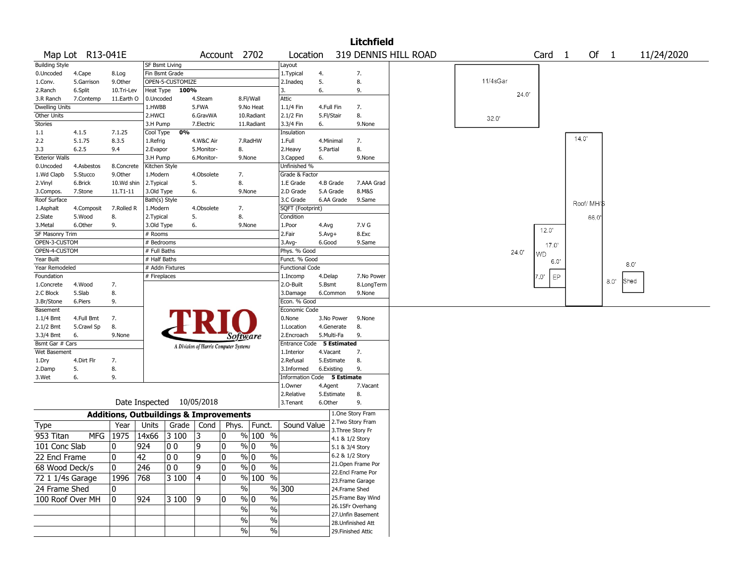# Litchfield

| Map Lot | R13-041E | Account | 2702 | Location | 319 DENNIS HILL ROAD | Card | 1 | Of | 1 | 11/24/2020 |
|---|---|---|---|---|---|---|---|---|---|---|

| Building Style | | | SF Bsmt Living | | | Layout | | |
|---|---|---|---|---|---|---|---|---|
| 0.Uncoded | 4.Cape | 8.Log | Fin Bsmt Grade | | | 1.Typical | 4. | 7. |
| 1.Conv. | 5.Garrison | 9.Other | OPEN-5-CUSTOMIZE | | | 2.Inadeq | 5. | 8. |
| 2.Ranch | 6.Split | 10.Tri-Lev | Heat Type 100% | | | 3. | 6. | 9. |
| 3.R Ranch | 7.Contemp | 11.Earth O | 0.Uncoded | 4.Steam | 8.Fl/Wall | Attic | | |
| Dwelling Units | | | 1.HWBB | 5.FWA | 9.No Heat | 1.1/4 Fin | 4.Full Fin | 7. |
| Other Units | | | 2.HWCI | 6.GravWA | 10.Radiant | 2.1/2 Fin | 5.Fl/Stair | 8. |
| Stories | | | 3.H Pump | 7.Electric | 11.Radiant | 3.3/4 Fin | 6. | 9.None |
| 1.1 | 4.1.5 | 7.1.25 | Cool Type 0% | | | Insulation | | |
| 2.2 | 5.1.75 | 8.3.5 | 1.Refrig | 4.W&C Air | 7.RadHW | 1.Full | 4.Minimal | 7. |
| 3.3 | 6.2.5 | 9.4 | 2.Evapor | 5.Monitor- | 8. | 2.Heavy | 5.Partial | 8. |
| Exterior Walls | | | 3.H Pump | 6.Monitor- | 9.None | 3.Capped | 6. | 9.None |
| 0.Uncoded | 4.Asbestos | 8.Concrete | Kitchen Style | | | Unfinished % | | |
| 1.Wd Clapb | 5.Stucco | 9.Other | 1.Modern | 4.Obsolete | 7. | Grade & Factor | | |
| 2.Vinyl | 6.Brick | 10.Wd shin | 2.Typical | 5. | 8. | 1.E Grade | 4.B Grade | 7.AAA Grad |
| 3.Compos. | 7.Stone | 11.T1-11 | 3.Old Type | 6. | 9.None | 2.D Grade | 5.A Grade | 8.M&S |
| Roof Surface | | | Bath(s) Style | | | 3.C Grade | 6.AA Grade | 9.Same |
| 1.Asphalt | 4.Composit | 7.Rolled R | 1.Modern | 4.Obsolete | 7. | SQFT (Footprint) | | |
| 2.Slate | 5.Wood | 8. | 2.Typical | 5. | 8. | Condition | | |
| 3.Metal | 6.Other | 9. | 3.Old Type | 6. | 9.None | 1.Poor | 4.Avg | 7.V G |
| SF Masonry Trim | | | # Rooms | | | 2.Fair | 5.Avg+ | 8.Exc |
| OPEN-3-CUSTOM | | | # Bedrooms | | | 3.Avg- | 6.Good | 9.Same |
| OPEN-4-CUSTOM | | | # Full Baths | | | Phys. % Good | | |
| Year Built | | | # Half Baths | | | Funct. % Good | | |
| Year Remodeled | | | # Addn Fixtures | | | Functional Code | | |
| Foundation | | | # Fireplaces | | | 1.Incomp | 4.Delap | 7.No Power |
| 1.Concrete | 4.Wood | 7. | | | | 2.O-Built | 5.Bsmt | 8.LongTerm |
| 2.C Block | 5.Slab | 8. | | | | 3.Damage | 6.Common | 9.None |
| 3.Br/Stone | 6.Piers | 9. | | | | Econ. % Good | | |
| Basement | | | | | | Economic Code | | |
| 1.1/4 Bmt | 4.Full Bmt | 7. | | | | 0.None | 3.No Power | 9.None |
| 2.1/2 Bmt | 5.Crawl Sp | 8. | | | | 1.Location | 4.Generate | 8. |
| 3.3/4 Bmt | 6. | 9.None | | | | 2.Encroach | 5.Multi-Fa | 9. |
| Bsmt Gar # Cars | | | | | | Entrance Code 5 Estimated | | |
| Wet Basement | | | | | | 1.Interior | 4.Vacant | 7. |
| 1.Dry | 4.Dirt Flr | 7. | | | | 2.Refusal | 5.Estimate | 8. |
| 2.Damp | 5. | 8. | | | | 3.Informed | 6.Existing | 9. |
| 3.Wet | 6. | 9. | | | | Information Code 5 Estimate | | |
| | | | | | | 1.Owner | 4.Agent | 7.Vacant |
| | | | | | | 2.Relative | 5.Estimate | 8. |
| | | | Date Inspected 10/05/2018 | | | 3.Tenant | 6.Other | 9. |

TRIO Software — A Division of Harris Computer Systems

## Additions, Outbuildings & Improvements

| Type | Year | Units | Grade | Cond | Phys. | Funct. | Sound Value |
|---|---|---|---|---|---|---|---|
| 953 Titan MFG | 1975 | 14x66 | 3 100 | 3 | 0 % | 100 % | |
| 101 Conc Slab | 0 | 924 | 0 0 | 9 | 0 % | 0 % | |
| 22 Encl Frame | 0 | 42 | 0 0 | 9 | 0 % | 0 % | |
| 68 Wood Deck/s | 0 | 246 | 0 0 | 9 | 0 % | 0 % | |
| 72 1 1/4s Garage | 1996 | 768 | 3 100 | 4 | 0 % | 100 % | |
| 24 Frame Shed | 0 | | | | % | % | 300 |
| 100 Roof Over MH | 0 | 924 | 3 100 | 9 | 0 % | 0 % | |
| | | | | | % | % | |
| | | | | | % | % | |
| | | | | | % | % | |

1.One Story Fram
2.Two Story Fram
3.Three Story Fr
4.1 & 1/2 Story
5.1 & 3/4 Story
6.2 & 1/2 Story
21.Open Frame Por
22.Encl Frame Por
23.Frame Garage
24.Frame Shed
25.Frame Bay Wind
26.1SFr Overhang
27.Unfin Basement
28.Unfinished Att
29.Finished Attic

Sketch labels: 11/4sGar 24.0' 32.0'; Roof/ MH/S 14.0' 66.0'; WD 12.0' 17.0' 24.0' 6.0'; EP 7.0'; Shed 8.0' 8.0'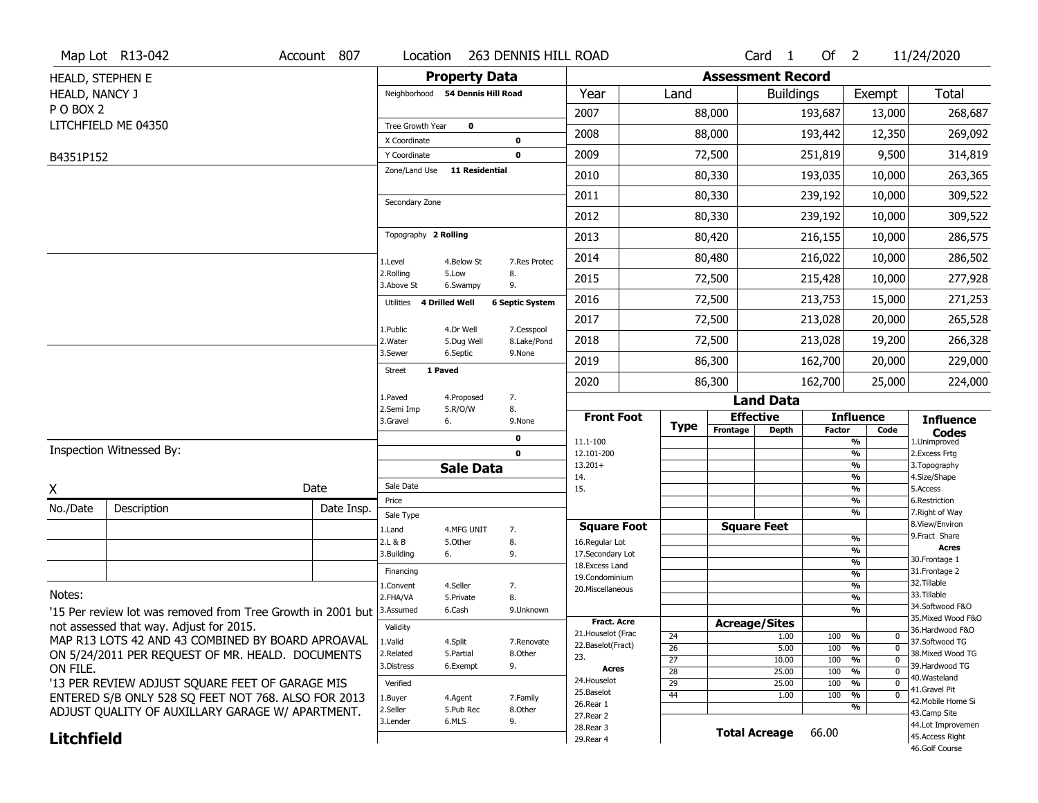Map Lot R13-042 | Account 807 | Location 263 DENNIS HILL ROAD | Card 1 Of 2 | 11/24/2020

HEALD, STEPHEN E
HEALD, NANCY J
P O BOX 2
LITCHFIELD ME 04350

B4351P152

## Property Data

Neighborhood **54 Dennis Hill Road**

Tree Growth Year **0**
X Coordinate **0**
Y Coordinate **0**
Zone/Land Use **11 Residential**

Secondary Zone

Topography **2 Rolling**

1.Level 4.Below St 7.Res Protec
2.Rolling 5.Low 8.
3.Above St 6.Swampy 9.

Utilities **4 Drilled Well** **6 Septic System**

1.Public 4.Dr Well 7.Cesspool
2.Water 5.Dug Well 8.Lake/Pond
3.Sewer 6.Septic 9.None

Street **1 Paved**

1.Paved 4.Proposed 7.
2.Semi Imp 5.R/O/W 8.
3.Gravel 6. 9.None

**0**
**0**

## Assessment Record

| Year | Land | Buildings | Exempt | Total |
|---|---|---|---|---|
| 2007 | 88,000 | 193,687 | 13,000 | 268,687 |
| 2008 | 88,000 | 193,442 | 12,350 | 269,092 |
| 2009 | 72,500 | 251,819 | 9,500 | 314,819 |
| 2010 | 80,330 | 193,035 | 10,000 | 263,365 |
| 2011 | 80,330 | 239,192 | 10,000 | 309,522 |
| 2012 | 80,330 | 239,192 | 10,000 | 309,522 |
| 2013 | 80,420 | 216,155 | 10,000 | 286,575 |
| 2014 | 80,480 | 216,022 | 10,000 | 286,502 |
| 2015 | 72,500 | 215,428 | 10,000 | 277,928 |
| 2016 | 72,500 | 213,753 | 15,000 | 271,253 |
| 2017 | 72,500 | 213,028 | 20,000 | 265,528 |
| 2018 | 72,500 | 213,028 | 19,200 | 266,328 |
| 2019 | 86,300 | 162,700 | 20,000 | 229,000 |
| 2020 | 86,300 | 162,700 | 25,000 | 224,000 |

## Land Data

| Front Foot | Type | Effective Frontage | Effective Depth | Influence Factor | Influence Code |
|---|---|---|---|---|---|
| 11.1-100 | | | | % | |
| 12.101-200 | | | | % | |
| 13.201+ | | | | % | |
| 14. | | | | % | |
| 15. | | | | % | |
| | | | | % | |
| | | | | % | |

| Square Foot | Square Feet | Factor |
|---|---|---|
| 16.Regular Lot | | % |
| 17.Secondary Lot | | % |
| 18.Excess Land | | % |
| 19.Condominium | | % |
| 20.Miscellaneous | | % |
| | | % |
| | | % |

| Fract. Acre / Acres | Type | Acreage/Sites | Factor | Code |
|---|---|---|---|---|
| 21.Houselot (Frac | 24 | 1.00 | 100 % | 0 |
| 22.Baselot(Fract) | 26 | 5.00 | 100 % | 0 |
| 23. | 27 | 10.00 | 100 % | 0 |
| 24.Houselot | 28 | 25.00 | 100 % | 0 |
| 25.Baselot | 29 | 25.00 | 100 % | 0 |
| 26.Rear 1 | 44 | 1.00 | 100 % | 0 |
| 27.Rear 2 | | | % | |
| 28.Rear 3 | | | | |
| 29.Rear 4 | | | | |

**Total Acreage** 66.00

**Influence Codes**
1.Unimproved
2.Excess Frtg
3.Topography
4.Size/Shape
5.Access
6.Restriction
7.Right of Way
8.View/Environ
9.Fract Share
**Acres**
30.Frontage 1
31.Frontage 2
32.Tillable
33.Tillable
34.Softwood F&O
35.Mixed Wood F&O
36.Hardwood F&O
37.Softwood TG
38.Mixed Wood TG
39.Hardwood TG
40.Wasteland
41.Gravel Pit
42.Mobile Home Si
43.Camp Site
44.Lot Improvemen
45.Access Right
46.Golf Course

## Sale Data

Sale Date
Price
Sale Type
1.Land 4.MFG UNIT 7.
2.L & B 5.Other 8.
3.Building 6. 9.

Financing
1.Convent 4.Seller 7.
2.FHA/VA 5.Private 8.
3.Assumed 6.Cash 9.Unknown

Validity
1.Valid 4.Split 7.Renovate
2.Related 5.Partial 8.Other
3.Distress 6.Exempt 9.

Verified
1.Buyer 4.Agent 7.Family
2.Seller 5.Pub Rec 8.Other
3.Lender 6.MLS 9.

Inspection Witnessed By:

X ______________________ Date

| No./Date | Description | Date Insp. |
|---|---|---|
| | | |
| | | |
| | | |

Notes:
'15 Per review lot was removed from Tree Growth in 2001 but not assessed that way. Adjust for 2015.
MAP R13 LOTS 42 AND 43 COMBINED BY BOARD APROAVAL ON 5/24/2011 PER REQUEST OF MR. HEALD. DOCUMENTS ON FILE.
'13 PER REVIEW ADJUST SQUARE FEET OF GARAGE MIS ENTERED S/B ONLY 528 SQ FEET NOT 768. ALSO FOR 2013 ADJUST QUALITY OF AUXILLARY GARAGE W/ APARTMENT.

**Litchfield**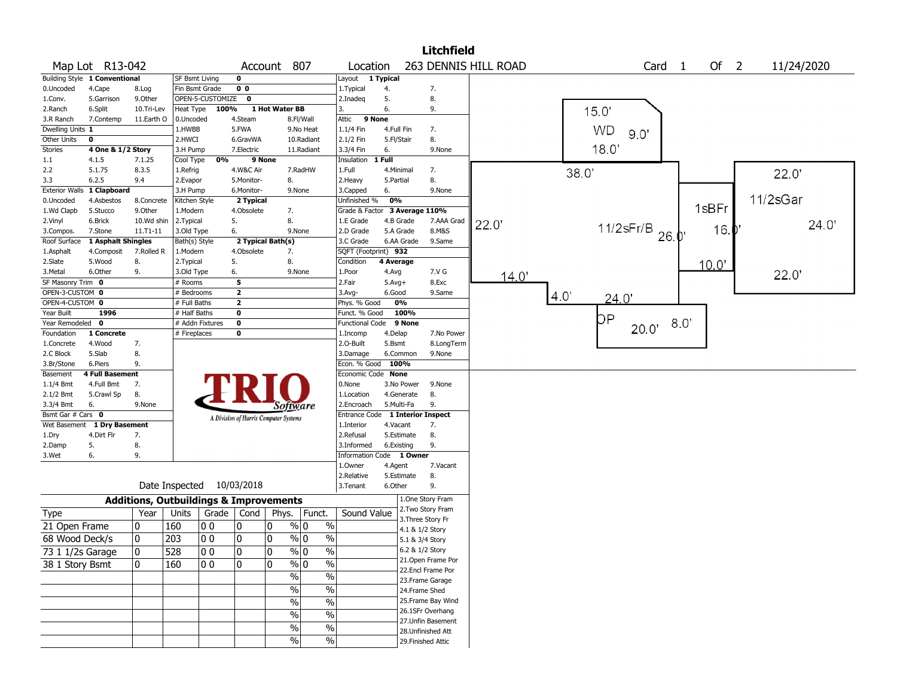# Litchfield

**Map Lot** R13-042 **Account** 807 **Location** 263 DENNIS HILL ROAD **Card** 1 **Of** 2 11/24/2020

| Building Style | 1 Conventional | | SF Bsmt Living | 0 | | Layout | 1 Typical | |
|---|---|---|---|---|---|---|---|---|
| 0.Uncoded | 4.Cape | 8.Log | Fin Bsmt Grade | 0 0 | | 1.Typical | 4. | 7. |
| 1.Conv. | 5.Garrison | 9.Other | OPEN-5-CUSTOMIZE | 0 | | 2.Inadeq | 5. | 8. |
| 2.Ranch | 6.Split | 10.Tri-Lev | Heat Type 100% | 1 Hot Water BB | | 3. | 6. | 9. |
| 3.R Ranch | 7.Contemp | 11.Earth O | 0.Uncoded | 4.Steam | 8.Fl/Wall | Attic | 9 None | |
| Dwelling Units | 1 | | 1.HWBB | 5.FWA | 9.No Heat | 1.1/4 Fin | 4.Full Fin | 7. |
| Other Units | 0 | | 2.HWCI | 6.GravWA | 10.Radiant | 2.1/2 Fin | 5.Fl/Stair | 8. |
| Stories | 4 One & 1/2 Story | | 3.H Pump | 7.Electric | 11.Radiant | 3.3/4 Fin | 6. | 9.None |
| 1.1 | 4.1.5 | 7.1.25 | Cool Type 0% | 9 None | | Insulation | 1 Full | |
| 2.2 | 5.1.75 | 8.3.5 | 1.Refrig | 4.W&C Air | 7.RadHW | 1.Full | 4.Minimal | 7. |
| 3.3 | 6.2.5 | 9.4 | 2.Evapor | 5.Monitor- | 8. | 2.Heavy | 5.Partial | 8. |
| Exterior Walls | 1 Clapboard | | 3.H Pump | 6.Monitor- | 9.None | 3.Capped | 6. | 9.None |
| 0.Uncoded | 4.Asbestos | 8.Concrete | Kitchen Style | 2 Typical | | Unfinished % | 0% | |
| 1.Wd Clapb | 5.Stucco | 9.Other | 1.Modern | 4.Obsolete | 7. | Grade & Factor | 3 Average 110% | |
| 2.Vinyl | 6.Brick | 10.Wd shin | 2.Typical | 5. | 8. | 1.E Grade | 4.B Grade | 7.AAA Grad |
| 3.Compos. | 7.Stone | 11.T1-11 | 3.Old Type | 6. | 9.None | 2.D Grade | 5.A Grade | 8.M&S |
| Roof Surface | 1 Asphalt Shingles | | Bath(s) Style | 2 Typical Bath(s) | | 3.C Grade | 6.AA Grade | 9.Same |
| 1.Asphalt | 4.Composit | 7.Rolled R | 1.Modern | 4.Obsolete | 7. | SQFT (Footprint) | 932 | |
| 2.Slate | 5.Wood | 8. | 2.Typical | 5. | 8. | Condition | 4 Average | |
| 3.Metal | 6.Other | 9. | 3.Old Type | 6. | 9.None | 1.Poor | 4.Avg | 7.V G |
| SF Masonry Trim | 0 | | # Rooms | 5 | | 2.Fair | 5.Avg+ | 8.Exc |
| OPEN-3-CUSTOM | 0 | | # Bedrooms | 2 | | 3.Avg- | 6.Good | 9.Same |
| OPEN-4-CUSTOM | 0 | | # Full Baths | 2 | | Phys. % Good | 0% | |
| Year Built | 1996 | | # Half Baths | 0 | | Funct. % Good | 100% | |
| Year Remodeled | 0 | | # Addn Fixtures | 0 | | Functional Code | 9 None | |
| Foundation | 1 Concrete | | # Fireplaces | 0 | | 1.Incomp | 4.Delap | 7.No Power |
| 1.Concrete | 4.Wood | 7. | | | | 2.O-Built | 5.Bsmt | 8.LongTerm |
| 2.C Block | 5.Slab | 8. | | | | 3.Damage | 6.Common | 9.None |
| 3.Br/Stone | 6.Piers | 9. | | | | Econ. % Good | 100% | |
| Basement | 4 Full Basement | | | | | Economic Code | None | |
| 1.1/4 Bmt | 4.Full Bmt | 7. | | | | 0.None | 3.No Power | 9.None |
| 2.1/2 Bmt | 5.Crawl Sp | 8. | | | | 1.Location | 4.Generate | 8. |
| 3.3/4 Bmt | 6. | 9.None | | | | 2.Encroach | 5.Multi-Fa | 9. |
| Bsmt Gar # Cars | 0 | | | | | Entrance Code | 1 Interior Inspect | |
| Wet Basement | 1 Dry Basement | | | | | 1.Interior | 4.Vacant | 7. |
| 1.Dry | 4.Dirt Flr | 7. | | | | 2.Refusal | 5.Estimate | 8. |
| 2.Damp | 5. | 8. | | | | 3.Informed | 6.Existing | 9. |
| 3.Wet | 6. | 9. | | | | Information Code | 1 Owner | |
| | | | | | | 1.Owner | 4.Agent | 7.Vacant |
| | | | | | | 2.Relative | 5.Estimate | 8. |
| | | | | | | 3.Tenant | 6.Other | 9. |

Date Inspected 10/03/2018

TRIO Software — A Division of Harris Computer Systems

## Additions, Outbuildings & Improvements

| Type | Year | Units | Grade | Cond | Phys. | Funct. | Sound Value |
|---|---|---|---|---|---|---|---|
| 21 Open Frame | 0 | 160 | 0 0 | 0 | 0 % | 0 % | |
| 68 Wood Deck/s | 0 | 203 | 0 0 | 0 | 0 % | 0 % | |
| 73 1 1/2s Garage | 0 | 528 | 0 0 | 0 | 0 % | 0 % | |
| 38 1 Story Bsmt | 0 | 160 | 0 0 | 0 | 0 % | 0 % | |
| | | | | | % | % | |
| | | | | | % | % | |
| | | | | | % | % | |
| | | | | | % | % | |
| | | | | | % | % | |
| | | | | | % | % | |

1.One Story Fram
2.Two Story Fram
3.Three Story Fr
4.1 & 1/2 Story
5.1 & 3/4 Story
6.2 & 1/2 Story
21.Open Frame Por
22.Encl Frame Por
23.Frame Garage
24.Frame Shed
25.Frame Bay Wind
26.1SFr Overhang
27.Unfin Basement
28.Unfinished Att
29.Finished Attic

Sketch labels: WD 15.0' 9.0' 18.0'; 11/2sFr/B 38.0' 22.0' 26.0' 14.0' 4.0' 24.0'; 1sBFr 16.0' 10.0'; 11/2sGar 22.0' 24.0' 22.0'; OP 20.0' 8.0'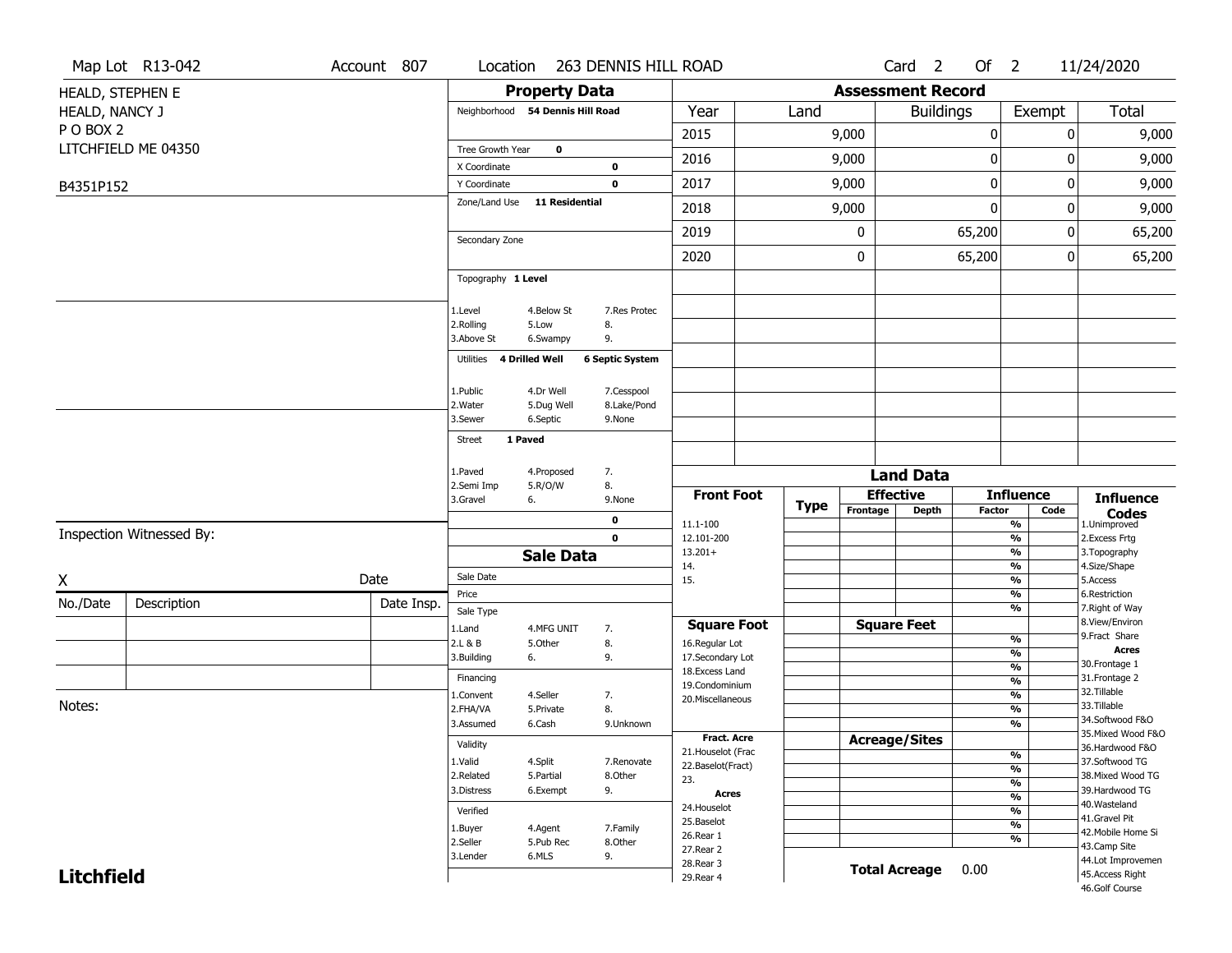Map Lot R13-042 | Account 807 | Location 263 DENNIS HILL ROAD | Card 2 Of 2 | 11/24/2020

HEALD, STEPHEN E
HEALD, NANCY J
P O BOX 2
LITCHFIELD ME 04350

B4351P152

## Property Data

Neighborhood **54 Dennis Hill Road**

Tree Growth Year **0**
X Coordinate **0**
Y Coordinate **0**
Zone/Land Use **11 Residential**

Secondary Zone

Topography **1 Level**

1.Level 4.Below St 7.Res Protec
2.Rolling 5.Low 8.
3.Above St 6.Swampy 9.

Utilities **4 Drilled Well** **6 Septic System**

1.Public 4.Dr Well 7.Cesspool
2.Water 5.Dug Well 8.Lake/Pond
3.Sewer 6.Septic 9.None

Street **1 Paved**

1.Paved 4.Proposed 7.
2.Semi Imp 5.R/O/W 8.
3.Gravel 6. 9.None

**0**
**0**

## Assessment Record

| Year | Land | Buildings | Exempt | Total |
|---|---|---|---|---|
| 2015 | 9,000 | 0 | 0 | 9,000 |
| 2016 | 9,000 | 0 | 0 | 9,000 |
| 2017 | 9,000 | 0 | 0 | 9,000 |
| 2018 | 9,000 | 0 | 0 | 9,000 |
| 2019 | 0 | 65,200 | 0 | 65,200 |
| 2020 | 0 | 65,200 | 0 | 65,200 |

## Land Data

| Front Foot | Type | Effective Frontage | Effective Depth | Influence Factor | Influence Code |
|---|---|---|---|---|---|
| 11.1-100 | | | | % | |
| 12.101-200 | | | | % | |
| 13.201+ | | | | % | |
| 14. | | | | % | |
| 15. | | | | % | |
| | | | | % | |
| | | | | % | |
| **Square Foot** | | **Square Feet** | | | |
| 16.Regular Lot | | | | % | |
| 17.Secondary Lot | | | | % | |
| 18.Excess Land | | | | % | |
| 19.Condominium | | | | % | |
| 20.Miscellaneous | | | | % | |
| | | | | % | |
| | | | | % | |
| **Fract. Acre** | | **Acreage/Sites** | | | |
| 21.Houselot (Frac | | | | % | |
| 22.Baselot(Fract) | | | | % | |
| 23. | | | | % | |
| **Acres** | | | | % | |
| 24.Houselot | | | | % | |
| 25.Baselot | | | | % | |
| 26.Rear 1 | | | | % | |
| 27.Rear 2 | | | | | |
| 28.Rear 3 | | **Total Acreage** | | 0.00 | |
| 29.Rear 4 | | | | | |

**Influence Codes**
1.Unimproved
2.Excess Frtg
3.Topography
4.Size/Shape
5.Access
6.Restriction
7.Right of Way
8.View/Environ
9.Fract Share
**Acres**
30.Frontage 1
31.Frontage 2
32.Tillable
33.Tillable
34.Softwood F&O
35.Mixed Wood F&O
36.Hardwood F&O
37.Softwood TG
38.Mixed Wood TG
39.Hardwood TG
40.Wasteland
41.Gravel Pit
42.Mobile Home Si
43.Camp Site
44.Lot Improvemen
45.Access Right
46.Golf Course

## Sale Data

Sale Date
Price
Sale Type
1.Land 4.MFG UNIT 7.
2.L & B 5.Other 8.
3.Building 6. 9.

Financing
1.Convent 4.Seller 7.
2.FHA/VA 5.Private 8.
3.Assumed 6.Cash 9.Unknown

Validity
1.Valid 4.Split 7.Renovate
2.Related 5.Partial 8.Other
3.Distress 6.Exempt 9.

Verified
1.Buyer 4.Agent 7.Family
2.Seller 5.Pub Rec 8.Other
3.Lender 6.MLS 9.

Inspection Witnessed By:

X Date

| No./Date | Description | Date Insp. |
|---|---|---|
| | | |
| | | |
| | | |

Notes:

**Litchfield**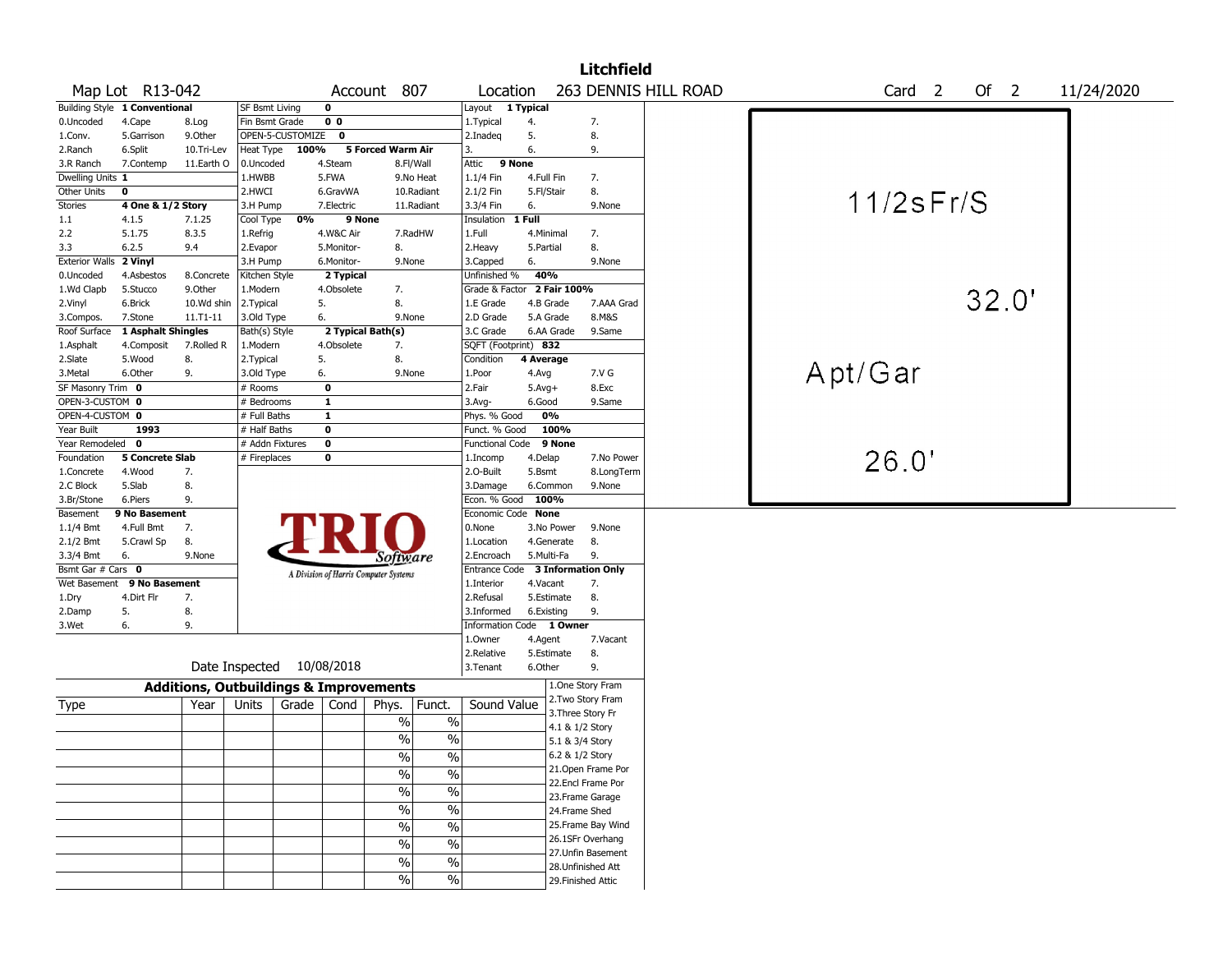# Litchfield

**Map Lot** R13-042 **Account** 807 **Location** 263 DENNIS HILL ROAD **Card** 2 **Of** 2 11/24/2020

| | | | | | | | | |
|---|---|---|---|---|---|---|---|---|
| Building Style | **1 Conventional** | | SF Bsmt Living | **0** | | Layout | **1 Typical** | |
| 0.Uncoded | 4.Cape | 8.Log | Fin Bsmt Grade | **0 0** | | 1.Typical | 4. | 7. |
| 1.Conv. | 5.Garrison | 9.Other | OPEN-5-CUSTOMIZE | **0** | | 2.Inadeq | 5. | 8. |
| 2.Ranch | 6.Split | 10.Tri-Lev | Heat Type **100%** | **5 Forced Warm Air** | | 3. | 6. | 9. |
| 3.R Ranch | 7.Contemp | 11.Earth O | 0.Uncoded | 4.Steam | 8.Fl/Wall | Attic | **9 None** | |
| Dwelling Units | **1** | | 1.HWBB | 5.FWA | 9.No Heat | 1.1/4 Fin | 4.Full Fin | 7. |
| Other Units | **0** | | 2.HWCI | 6.GravWA | 10.Radiant | 2.1/2 Fin | 5.Fl/Stair | 8. |
| Stories | **4 One & 1/2 Story** | | 3.H Pump | 7.Electric | 11.Radiant | 3.3/4 Fin | 6. | 9.None |
| 1.1 | 4.1.5 | 7.1.25 | Cool Type **0%** | **9 None** | | Insulation | **1 Full** | |
| 2.2 | 5.1.75 | 8.3.5 | 1.Refrig | 4.W&C Air | 7.RadHW | 1.Full | 4.Minimal | 7. |
| 3.3 | 6.2.5 | 9.4 | 2.Evapor | 5.Monitor- | 8. | 2.Heavy | 5.Partial | 8. |
| Exterior Walls | **2 Vinyl** | | 3.H Pump | 6.Monitor- | 9.None | 3.Capped | 6. | 9.None |
| 0.Uncoded | 4.Asbestos | 8.Concrete | Kitchen Style | **2 Typical** | | Unfinished % | **40%** | |
| 1.Wd Clapb | 5.Stucco | 9.Other | 1.Modern | 4.Obsolete | 7. | Grade & Factor | **2 Fair 100%** | |
| 2.Vinyl | 6.Brick | 10.Wd shin | 2.Typical | 5. | 8. | 1.E Grade | 4.B Grade | 7.AAA Grad |
| 3.Compos. | 7.Stone | 11.T1-11 | 3.Old Type | 6. | 9.None | 2.D Grade | 5.A Grade | 8.M&S |
| Roof Surface | **1 Asphalt Shingles** | | Bath(s) Style | **2 Typical Bath(s)** | | 3.C Grade | 6.AA Grade | 9.Same |
| 1.Asphalt | 4.Composit | 7.Rolled R | 1.Modern | 4.Obsolete | 7. | SQFT (Footprint) | **832** | |
| 2.Slate | 5.Wood | 8. | 2.Typical | 5. | 8. | Condition | **4 Average** | |
| 3.Metal | 6.Other | 9. | 3.Old Type | 6. | 9.None | 1.Poor | 4.Avg | 7.V G |
| SF Masonry Trim | **0** | | # Rooms | **0** | | 2.Fair | 5.Avg+ | 8.Exc |
| OPEN-3-CUSTOM | **0** | | # Bedrooms | **1** | | 3.Avg- | 6.Good | 9.Same |
| OPEN-4-CUSTOM | **0** | | # Full Baths | **1** | | Phys. % Good | **0%** | |
| Year Built | **1993** | | # Half Baths | **0** | | Funct. % Good | **100%** | |
| Year Remodeled | **0** | | # Addn Fixtures | **0** | | Functional Code | **9 None** | |
| Foundation | **5 Concrete Slab** | | # Fireplaces | **0** | | 1.Incomp | 4.Delap | 7.No Power |
| 1.Concrete | 4.Wood | 7. | | | | 2.O-Built | 5.Bsmt | 8.LongTerm |
| 2.C Block | 5.Slab | 8. | | | | 3.Damage | 6.Common | 9.None |
| 3.Br/Stone | 6.Piers | 9. | | | | Econ. % Good | **100%** | |
| Basement | **9 No Basement** | | | | | Economic Code | **None** | |
| 1.1/4 Bmt | 4.Full Bmt | 7. | | | | 0.None | 3.No Power | 9.None |
| 2.1/2 Bmt | 5.Crawl Sp | 8. | | | | 1.Location | 4.Generate | 8. |
| 3.3/4 Bmt | 6. | 9.None | | | | 2.Encroach | 5.Multi-Fa | 9. |
| Bsmt Gar # Cars | **0** | | | | | Entrance Code | **3 Information Only** | |
| Wet Basement | **9 No Basement** | | | | | 1.Interior | 4.Vacant | 7. |
| 1.Dry | 4.Dirt Flr | 7. | | | | 2.Refusal | 5.Estimate | 8. |
| 2.Damp | 5. | 8. | | | | 3.Informed | 6.Existing | 9. |
| 3.Wet | 6. | 9. | | | | Information Code | **1 Owner** | |
| | | | | | | 1.Owner | 4.Agent | 7.Vacant |
| | | | | | | 2.Relative | 5.Estimate | 8. |
| | | | Date Inspected | 10/08/2018 | | 3.Tenant | 6.Other | 9. |

TRIO Software — A Division of Harris Computer Systems

## Additions, Outbuildings & Improvements

| Type | Year | Units | Grade | Cond | Phys. | Funct. | Sound Value |
|---|---|---|---|---|---|---|---|
| | | | | | % | % | |
| | | | | | % | % | |
| | | | | | % | % | |
| | | | | | % | % | |
| | | | | | % | % | |
| | | | | | % | % | |
| | | | | | % | % | |
| | | | | | % | % | |
| | | | | | % | % | |
| | | | | | % | % | |

1.One Story Fram, 2.Two Story Fram, 3.Three Story Fr, 4.1 & 1/2 Story, 5.1 & 3/4 Story, 6.2 & 1/2 Story, 21.Open Frame Por, 22.Encl Frame Por, 23.Frame Garage, 24.Frame Shed, 25.Frame Bay Wind, 26.1SFr Overhang, 27.Unfin Basement, 28.Unfinished Att, 29.Finished Attic

Sketch: 11/2sFr/S; Apt/Gar; 32.0'; 26.0'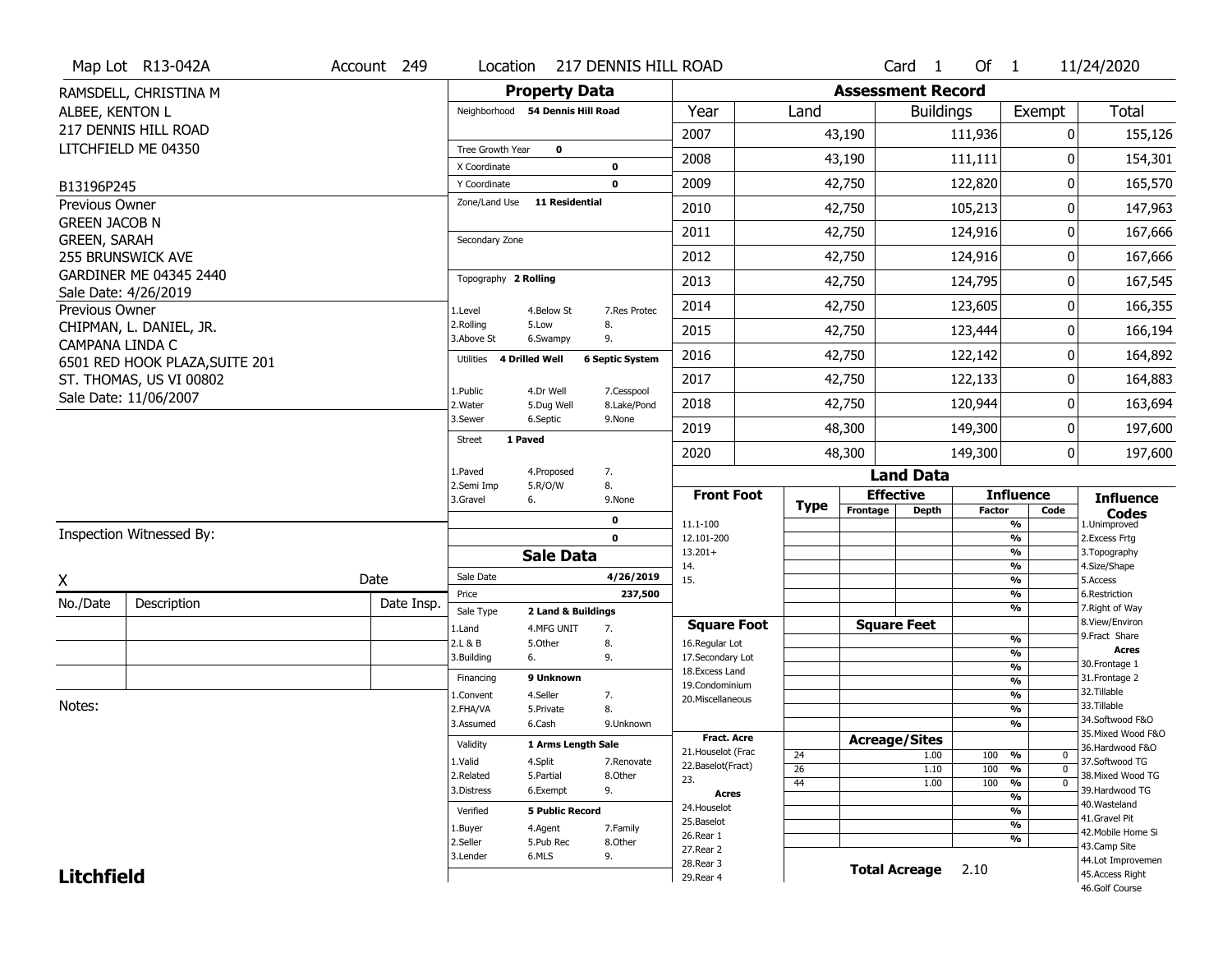Map Lot R13-042A | Account 249 | Location 217 DENNIS HILL ROAD | Card 1 Of 1 | 11/24/2020

RAMSDELL, CHRISTINA M
ALBEE, KENTON L
217 DENNIS HILL ROAD
LITCHFIELD ME 04350

B13196P245

Previous Owner
GREEN JACOB N
GREEN, SARAH
255 BRUNSWICK AVE
GARDINER ME 04345 2440
Sale Date: 4/26/2019

Previous Owner
CHIPMAN, L. DANIEL, JR.
CAMPANA LINDA C
6501 RED HOOK PLAZA,SUITE 201
ST. THOMAS, US VI 00802
Sale Date: 11/06/2007

Inspection Witnessed By:

X _______________ Date _______

| No./Date | Description | Date Insp. |
|---|---|---|
| | | |
| | | |
| | | |

Notes:

**Litchfield**

## Property Data

Neighborhood **54 Dennis Hill Road**

Tree Growth Year **0**
X Coordinate **0**
Y Coordinate **0**
Zone/Land Use **11 Residential**

Secondary Zone

Topography **2 Rolling**

1.Level 4.Below St 7.Res Protec
2.Rolling 5.Low 8.
3.Above St 6.Swampy 9.

Utilities **4 Drilled Well** **6 Septic System**

1.Public 4.Dr Well 7.Cesspool
2.Water 5.Dug Well 8.Lake/Pond
3.Sewer 6.Septic 9.None

Street **1 Paved**

1.Paved 4.Proposed 7.
2.Semi Imp 5.R/O/W 8.
3.Gravel 6. 9.None

**0**
**0**

## Sale Data

Sale Date **4/26/2019**
Price **237,500**
Sale Type **2 Land & Buildings**

1.Land 4.MFG UNIT 7.
2.L & B 5.Other 8.
3.Building 6. 9.

Financing **9 Unknown**

1.Convent 4.Seller 7.
2.FHA/VA 5.Private 8.
3.Assumed 6.Cash 9.Unknown

Validity **1 Arms Length Sale**

1.Valid 4.Split 7.Renovate
2.Related 5.Partial 8.Other
3.Distress 6.Exempt 9.

Verified **5 Public Record**

1.Buyer 4.Agent 7.Family
2.Seller 5.Pub Rec 8.Other
3.Lender 6.MLS 9.

## Assessment Record

| Year | Land | Buildings | Exempt | Total |
|---|---|---|---|---|
| 2007 | 43,190 | 111,936 | 0 | 155,126 |
| 2008 | 43,190 | 111,111 | 0 | 154,301 |
| 2009 | 42,750 | 122,820 | 0 | 165,570 |
| 2010 | 42,750 | 105,213 | 0 | 147,963 |
| 2011 | 42,750 | 124,916 | 0 | 167,666 |
| 2012 | 42,750 | 124,916 | 0 | 167,666 |
| 2013 | 42,750 | 124,795 | 0 | 167,545 |
| 2014 | 42,750 | 123,605 | 0 | 166,355 |
| 2015 | 42,750 | 123,444 | 0 | 166,194 |
| 2016 | 42,750 | 122,142 | 0 | 164,892 |
| 2017 | 42,750 | 122,133 | 0 | 164,883 |
| 2018 | 42,750 | 120,944 | 0 | 163,694 |
| 2019 | 48,300 | 149,300 | 0 | 197,600 |
| 2020 | 48,300 | 149,300 | 0 | 197,600 |

## Land Data

| Front Foot | Type | Effective Frontage | Effective Depth | Influence Factor | Influence Code |
|---|---|---|---|---|---|
| 11.1-100 | | | | % | |
| 12.101-200 | | | | % | |
| 13.201+ | | | | % | |
| 14. | | | | % | |
| 15. | | | | % | |
| | | | | % | |
| | | | | % | |
| **Square Foot** | | **Square Feet** | | | |
| 16.Regular Lot | | | | % | |
| 17.Secondary Lot | | | | % | |
| 18.Excess Land | | | | % | |
| 19.Condominium | | | | % | |
| 20.Miscellaneous | | | | % | |
| | | | | % | |
| | | | | % | |
| **Fract. Acre** | | **Acreage/Sites** | | | |
| 21.Houselot (Frac | 24 | | 1.00 | 100 % | 0 |
| 22.Baselot(Fract) | 26 | | 1.10 | 100 % | 0 |
| 23. | 44 | | 1.00 | 100 % | 0 |
| **Acres** | | | | % | |
| 24.Houselot | | | | % | |
| 25.Baselot | | | | % | |
| 26.Rear 1 | | | | % | |
| 27.Rear 2 | | | | | |
| 28.Rear 3 | | **Total Acreage** | 2.10 | | |
| 29.Rear 4 | | | | | |

**Influence Codes**
1.Unimproved
2.Excess Frtg
3.Topography
4.Size/Shape
5.Access
6.Restriction
7.Right of Way
8.View/Environ
9.Fract Share
**Acres**
30.Frontage 1
31.Frontage 2
32.Tillable
33.Tillable
34.Softwood F&O
35.Mixed Wood F&O
36.Hardwood F&O
37.Softwood TG
38.Mixed Wood TG
39.Hardwood TG
40.Wasteland
41.Gravel Pit
42.Mobile Home Si
43.Camp Site
44.Lot Improvemen
45.Access Right
46.Golf Course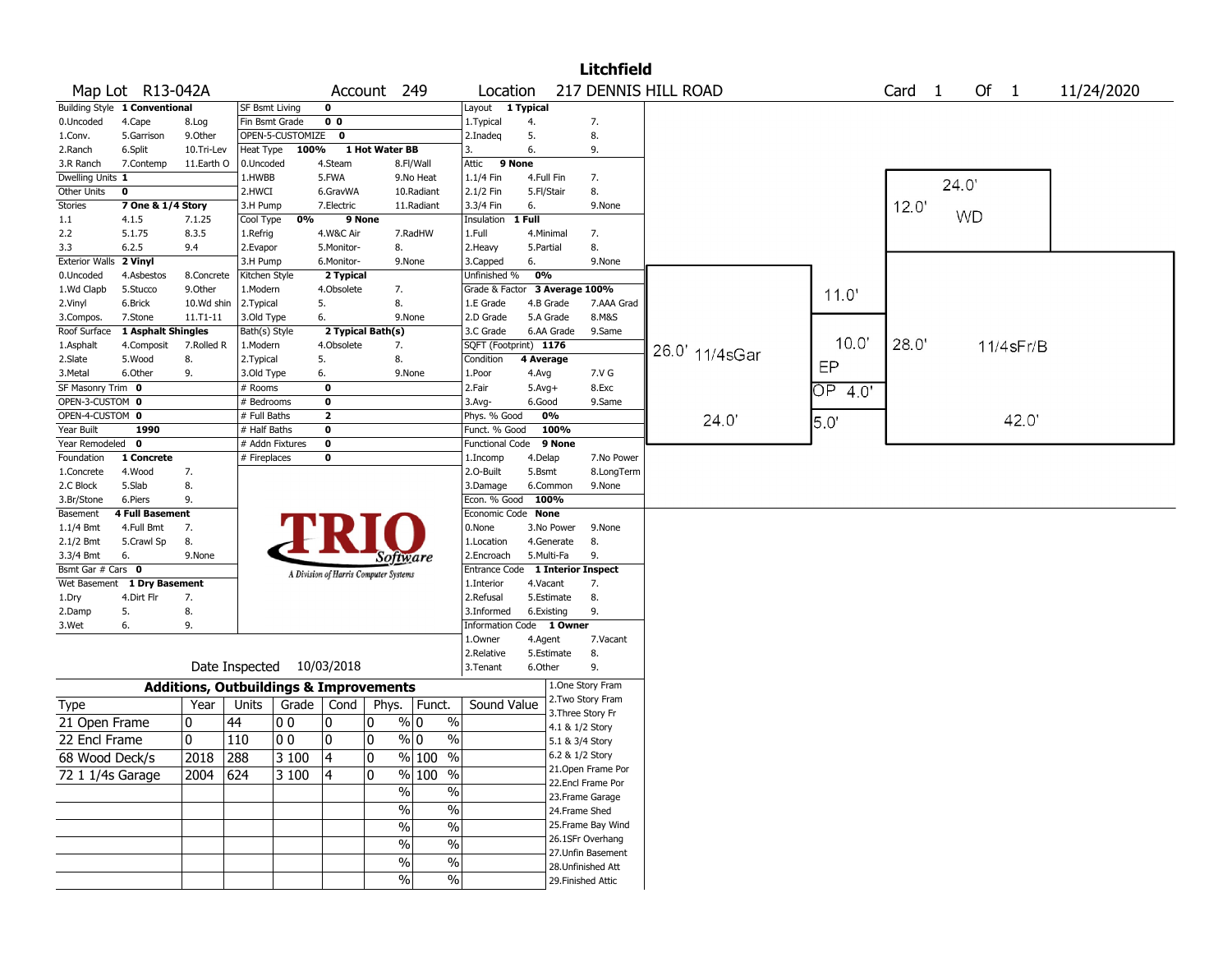# Litchfield

**Map Lot** R13-042A **Account** 249 **Location** 217 DENNIS HILL ROAD **Card** 1 **Of** 1 11/24/2020

| Building Style | 1 Conventional | | SF Bsmt Living | 0 | | Layout | 1 Typical | |
|---|---|---|---|---|---|---|---|---|
| 0.Uncoded | 4.Cape | 8.Log | Fin Bsmt Grade | 0 0 | | 1.Typical | 4. | 7. |
| 1.Conv. | 5.Garrison | 9.Other | OPEN-5-CUSTOMIZE | 0 | | 2.Inadeq | 5. | 8. |
| 2.Ranch | 6.Split | 10.Tri-Lev | Heat Type 100% | 1 Hot Water BB | | 3. | 6. | 9. |
| 3.R Ranch | 7.Contemp | 11.Earth O | 0.Uncoded | 4.Steam | 8.Fl/Wall | Attic | 9 None | |
| Dwelling Units | 1 | | 1.HWBB | 5.FWA | 9.No Heat | 1.1/4 Fin | 4.Full Fin | 7. |
| Other Units | 0 | | 2.HWCI | 6.GravWA | 10.Radiant | 2.1/2 Fin | 5.Fl/Stair | 8. |
| Stories | 7 One & 1/4 Story | | 3.H Pump | 7.Electric | 11.Radiant | 3.3/4 Fin | 6. | 9.None |
| 1.1 | 4.1.5 | 7.1.25 | Cool Type 0% | 9 None | | Insulation | 1 Full | |
| 2.2 | 5.1.75 | 8.3.5 | 1.Refrig | 4.W&C Air | 7.RadHW | 1.Full | 4.Minimal | 7. |
| 3.3 | 6.2.5 | 9.4 | 2.Evapor | 5.Monitor- | 8. | 2.Heavy | 5.Partial | 8. |
| Exterior Walls | 2 Vinyl | | 3.H Pump | 6.Monitor- | 9.None | 3.Capped | 6. | 9.None |
| 0.Uncoded | 4.Asbestos | 8.Concrete | Kitchen Style | 2 Typical | | Unfinished % | 0% | |
| 1.Wd Clapb | 5.Stucco | 9.Other | 1.Modern | 4.Obsolete | 7. | Grade & Factor | 3 Average 100% | |
| 2.Vinyl | 6.Brick | 10.Wd shin | 2.Typical | 5. | 8. | 1.E Grade | 4.B Grade | 7.AAA Grad |
| 3.Compos. | 7.Stone | 11.T1-11 | 3.Old Type | 6. | 9.None | 2.D Grade | 5.A Grade | 8.M&S |
| Roof Surface | 1 Asphalt Shingles | | Bath(s) Style | 2 Typical Bath(s) | | 3.C Grade | 6.AA Grade | 9.Same |
| 1.Asphalt | 4.Composit | 7.Rolled R | 1.Modern | 4.Obsolete | 7. | SQFT (Footprint) | 1176 | |
| 2.Slate | 5.Wood | 8. | 2.Typical | 5. | 8. | Condition | 4 Average | |
| 3.Metal | 6.Other | 9. | 3.Old Type | 6. | 9.None | 1.Poor | 4.Avg | 7.V G |
| SF Masonry Trim | 0 | | # Rooms | 0 | | 2.Fair | 5.Avg+ | 8.Exc |
| OPEN-3-CUSTOM | 0 | | # Bedrooms | 0 | | 3.Avg- | 6.Good | 9.Same |
| OPEN-4-CUSTOM | 0 | | # Full Baths | 2 | | Phys. % Good | 0% | |
| Year Built | 1990 | | # Half Baths | 0 | | Funct. % Good | 100% | |
| Year Remodeled | 0 | | # Addn Fixtures | 0 | | Functional Code | 9 None | |
| Foundation | 1 Concrete | | # Fireplaces | 0 | | 1.Incomp | 4.Delap | 7.No Power |
| 1.Concrete | 4.Wood | 7. | | | | 2.O-Built | 5.Bsmt | 8.LongTerm |
| 2.C Block | 5.Slab | 8. | | | | 3.Damage | 6.Common | 9.None |
| 3.Br/Stone | 6.Piers | 9. | | | | Econ. % Good | 100% | |
| Basement | 4 Full Basement | | | | | Economic Code | None | |
| 1.1/4 Bmt | 4.Full Bmt | 7. | | | | 0.None | 3.No Power | 9.None |
| 2.1/2 Bmt | 5.Crawl Sp | 8. | | | | 1.Location | 4.Generate | 8. |
| 3.3/4 Bmt | 6. | 9.None | | | | 2.Encroach | 5.Multi-Fa | 9. |
| Bsmt Gar # Cars | 0 | | | | | Entrance Code | 1 Interior Inspect | |
| Wet Basement | 1 Dry Basement | | | | | 1.Interior | 4.Vacant | 7. |
| 1.Dry | 4.Dirt Flr | 7. | | | | 2.Refusal | 5.Estimate | 8. |
| 2.Damp | 5. | 8. | | | | 3.Informed | 6.Existing | 9. |
| 3.Wet | 6. | 9. | | | | Information Code | 1 Owner | |
| | | | | | | 1.Owner | 4.Agent | 7.Vacant |
| | | | | | | 2.Relative | 5.Estimate | 8. |
| | | | Date Inspected | 10/03/2018 | | 3.Tenant | 6.Other | 9. |

TRIO Software — A Division of Harris Computer Systems

## Additions, Outbuildings & Improvements

| Type | Year | Units | Grade | Cond | Phys. | Funct. | Sound Value |
|---|---|---|---|---|---|---|---|
| 21 Open Frame | 0 | 44 | 0 0 | 0 | 0 % | 0 % | |
| 22 Encl Frame | 0 | 110 | 0 0 | 0 | 0 % | 0 % | |
| 68 Wood Deck/s | 2018 | 288 | 3 100 | 4 | 0 % | 100 % | |
| 72 1 1/4s Garage | 2004 | 624 | 3 100 | 4 | 0 % | 100 % | |
| | | | | | % | % | |
| | | | | | % | % | |
| | | | | | % | % | |
| | | | | | % | % | |
| | | | | | % | % | |
| | | | | | % | % | |

1.One Story Fram
2.Two Story Fram
3.Three Story Fr
4.1 & 1/2 Story
5.1 & 3/4 Story
6.2 & 1/2 Story
21.Open Frame Por
22.Encl Frame Por
23.Frame Garage
24.Frame Shed
25.Frame Bay Wind
26.1SFr Overhang
27.Unfin Basement
28.Unfinished Att
29.Finished Attic

Sketch labels: 24.0' / 12.0' WD; 26.0' 11/4sGar 24.0'; 11.0' 10.0' EP; OP 4.0' 5.0'; 28.0' 11/4sFr/B 42.0'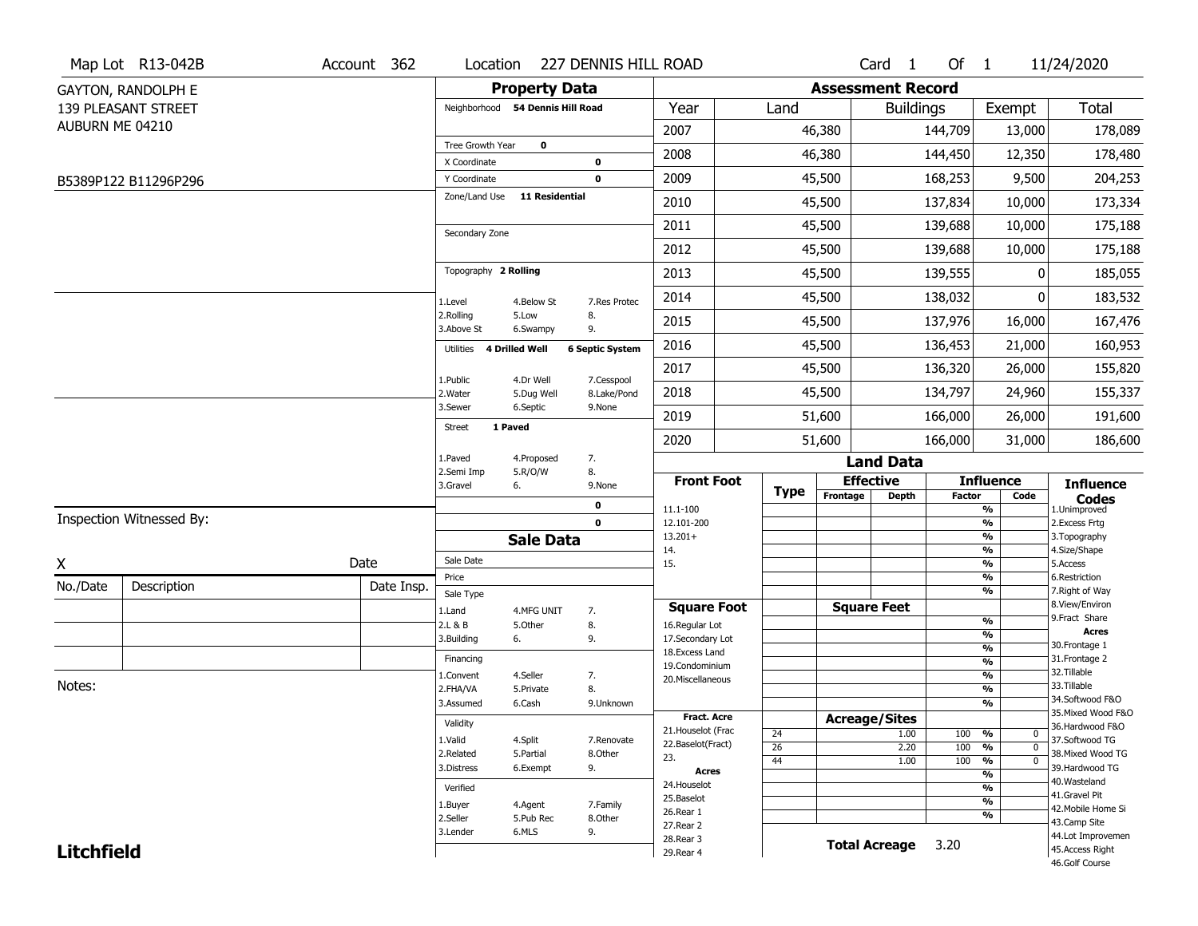Map Lot R13-042B | Account 362 | Location 227 DENNIS HILL ROAD | Card 1 Of 1 | 11/24/2020

GAYTON, RANDOLPH E
139 PLEASANT STREET
AUBURN ME 04210

B5389P122 B11296P296

## Property Data

Neighborhood **54 Dennis Hill Road**

Tree Growth Year **0**
X Coordinate **0**
Y Coordinate **0**
Zone/Land Use **11 Residential**

Secondary Zone

Topography **2 Rolling**

1.Level 4.Below St 7.Res Protec
2.Rolling 5.Low 8.
3.Above St 6.Swampy 9.

Utilities **4 Drilled Well** **6 Septic System**

1.Public 4.Dr Well 7.Cesspool
2.Water 5.Dug Well 8.Lake/Pond
3.Sewer 6.Septic 9.None

Street **1 Paved**

1.Paved 4.Proposed 7.
2.Semi Imp 5.R/O/W 8.
3.Gravel 6. 9.None

**0**
**0**

## Sale Data

Sale Date
Price
Sale Type
1.Land 4.MFG UNIT 7.
2.L & B 5.Other 8.
3.Building 6. 9.

Financing
1.Convent 4.Seller 7.
2.FHA/VA 5.Private 8.
3.Assumed 6.Cash 9.Unknown

Validity
1.Valid 4.Split 7.Renovate
2.Related 5.Partial 8.Other
3.Distress 6.Exempt 9.

Verified
1.Buyer 4.Agent 7.Family
2.Seller 5.Pub Rec 8.Other
3.Lender 6.MLS 9.

## Assessment Record

| Year | Land | Buildings | Exempt | Total |
|---|---|---|---|---|
| 2007 | 46,380 | 144,709 | 13,000 | 178,089 |
| 2008 | 46,380 | 144,450 | 12,350 | 178,480 |
| 2009 | 45,500 | 168,253 | 9,500 | 204,253 |
| 2010 | 45,500 | 137,834 | 10,000 | 173,334 |
| 2011 | 45,500 | 139,688 | 10,000 | 175,188 |
| 2012 | 45,500 | 139,688 | 10,000 | 175,188 |
| 2013 | 45,500 | 139,555 | 0 | 185,055 |
| 2014 | 45,500 | 138,032 | 0 | 183,532 |
| 2015 | 45,500 | 137,976 | 16,000 | 167,476 |
| 2016 | 45,500 | 136,453 | 21,000 | 160,953 |
| 2017 | 45,500 | 136,320 | 26,000 | 155,820 |
| 2018 | 45,500 | 134,797 | 24,960 | 155,337 |
| 2019 | 51,600 | 166,000 | 26,000 | 191,600 |
| 2020 | 51,600 | 166,000 | 31,000 | 186,600 |

## Land Data

Front Foot: 11.1-100, 12.101-200, 13.201+, 14., 15.

Square Foot: 16.Regular Lot, 17.Secondary Lot, 18.Excess Land, 19.Condominium, 20.Miscellaneous

Fract. Acre: 21.Houselot (Frac, 22.Baselot(Fract), 23.

Acres: 24.Houselot, 25.Baselot, 26.Rear 1, 27.Rear 2, 28.Rear 3, 29.Rear 4

### Acreage/Sites

| Type | Acreage | Factor | Code |
|---|---|---|---|
| 24 | 1.00 | 100 % | 0 |
| 26 | 2.20 | 100 % | 0 |
| 44 | 1.00 | 100 % | 0 |

**Total Acreage** 3.20

### Influence Codes

1.Unimproved
2.Excess Frtg
3.Topography
4.Size/Shape
5.Access
6.Restriction
7.Right of Way
8.View/Environ
9.Fract Share

**Acres**
30.Frontage 1
31.Frontage 2
32.Tillable
33.Tillable
34.Softwood F&O
35.Mixed Wood F&O
36.Hardwood F&O
37.Softwood TG
38.Mixed Wood TG
39.Hardwood TG
40.Wasteland
41.Gravel Pit
42.Mobile Home Si
43.Camp Site
44.Lot Improvemen
45.Access Right
46.Golf Course

Inspection Witnessed By:

X Date

| No./Date | Description | Date Insp. |
|---|---|---|
| | | |
| | | |
| | | |

Notes:

**Litchfield**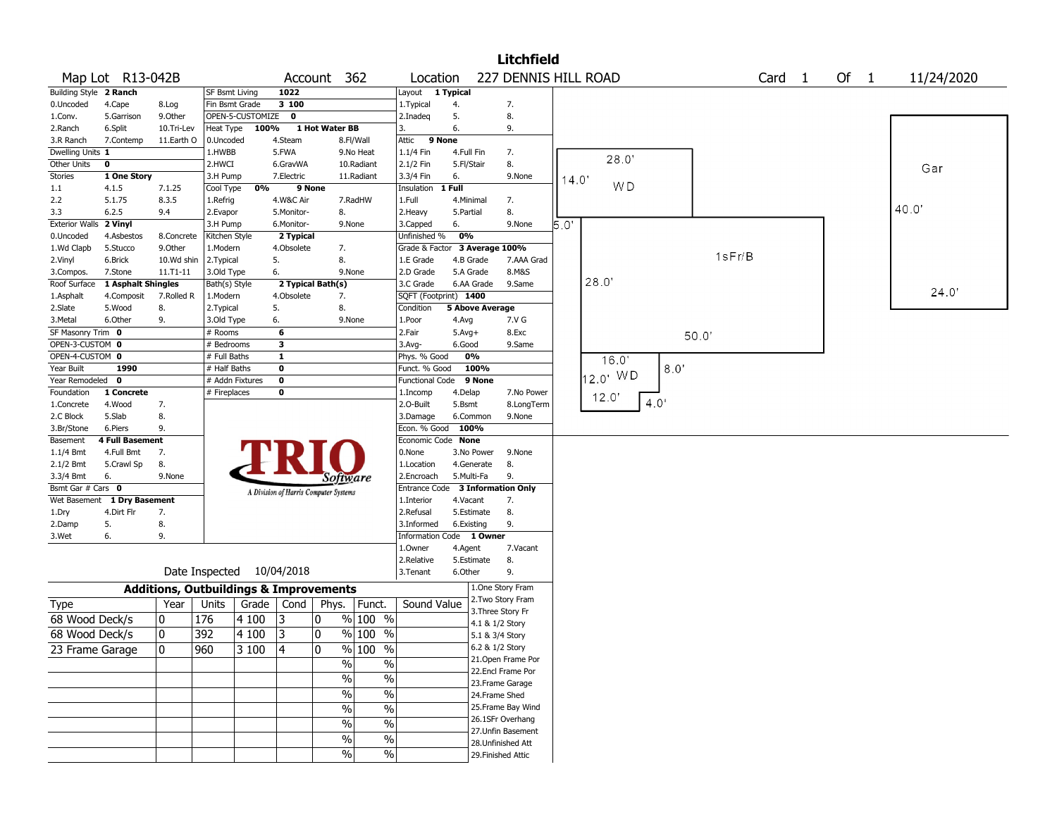# Litchfield

**Map Lot** R13-042B **Account** 362 **Location** 227 DENNIS HILL ROAD **Card** 1 **Of** 1 11/24/2020

| Building Style | 2 Ranch | | SF Bsmt Living | 1022 | | Layout | 1 Typical | |
|---|---|---|---|---|---|---|---|---|
| 0.Uncoded | 4.Cape | 8.Log | Fin Bsmt Grade | 3 100 | | 1.Typical | 4. | 7. |
| 1.Conv. | 5.Garrison | 9.Other | OPEN-5-CUSTOMIZE | 0 | | 2.Inadeq | 5. | 8. |
| 2.Ranch | 6.Split | 10.Tri-Lev | Heat Type 100% | 1 Hot Water BB | | 3. | 6. | 9. |
| 3.R Ranch | 7.Contemp | 11.Earth O | 0.Uncoded | 4.Steam | 8.Fl/Wall | Attic | 9 None | |
| Dwelling Units | 1 | | 1.HWBB | 5.FWA | 9.No Heat | 1.1/4 Fin | 4.Full Fin | 7. |
| Other Units | 0 | | 2.HWCI | 6.GravWA | 10.Radiant | 2.1/2 Fin | 5.Fl/Stair | 8. |
| Stories | 1 One Story | | 3.H Pump | 7.Electric | 11.Radiant | 3.3/4 Fin | 6. | 9.None |
| 1.1 | 4.1.5 | 7.1.25 | Cool Type 0% | 9 None | | Insulation | 1 Full | |
| 2.2 | 5.1.75 | 8.3.5 | 1.Refrig | 4.W&C Air | 7.RadHW | 1.Full | 4.Minimal | 7. |
| 3.3 | 6.2.5 | 9.4 | 2.Evapor | 5.Monitor- | 8. | 2.Heavy | 5.Partial | 8. |
| Exterior Walls | 2 Vinyl | | 3.H Pump | 6.Monitor- | 9.None | 3.Capped | 6. | 9.None |
| 0.Uncoded | 4.Asbestos | 8.Concrete | Kitchen Style | 2 Typical | | Unfinished % | 0% | |
| 1.Wd Clapb | 5.Stucco | 9.Other | 1.Modern | 4.Obsolete | 7. | Grade & Factor | 3 Average 100% | |
| 2.Vinyl | 6.Brick | 10.Wd shin | 2.Typical | 5. | 8. | 1.E Grade | 4.B Grade | 7.AAA Grad |
| 3.Compos. | 7.Stone | 11.T1-11 | 3.Old Type | 6. | 9.None | 2.D Grade | 5.A Grade | 8.M&S |
| Roof Surface | 1 Asphalt Shingles | | Bath(s) Style | 2 Typical Bath(s) | | 3.C Grade | 6.AA Grade | 9.Same |
| 1.Asphalt | 4.Composit | 7.Rolled R | 1.Modern | 4.Obsolete | 7. | SQFT (Footprint) | 1400 | |
| 2.Slate | 5.Wood | 8. | 2.Typical | 5. | 8. | Condition | 5 Above Average | |
| 3.Metal | 6.Other | 9. | 3.Old Type | 6. | 9.None | 1.Poor | 4.Avg | 7.V G |
| SF Masonry Trim | 0 | | # Rooms | 6 | | 2.Fair | 5.Avg+ | 8.Exc |
| OPEN-3-CUSTOM | 0 | | # Bedrooms | 3 | | 3.Avg- | 6.Good | 9.Same |
| OPEN-4-CUSTOM | 0 | | # Full Baths | 1 | | Phys. % Good | 0% | |
| Year Built | 1990 | | # Half Baths | 0 | | Funct. % Good | 100% | |
| Year Remodeled | 0 | | # Addn Fixtures | 0 | | Functional Code | 9 None | |
| Foundation | 1 Concrete | | # Fireplaces | 0 | | 1.Incomp | 4.Delap | 7.No Power |
| 1.Concrete | 4.Wood | 7. | | | | 2.O-Built | 5.Bsmt | 8.LongTerm |
| 2.C Block | 5.Slab | 8. | | | | 3.Damage | 6.Common | 9.None |
| 3.Br/Stone | 6.Piers | 9. | | | | Econ. % Good | 100% | |
| Basement | 4 Full Basement | | | | | Economic Code | None | |
| 1.1/4 Bmt | 4.Full Bmt | 7. | | | | 0.None | 3.No Power | 9.None |
| 2.1/2 Bmt | 5.Crawl Sp | 8. | | | | 1.Location | 4.Generate | 8. |
| 3.3/4 Bmt | 6. | 9.None | | | | 2.Encroach | 5.Multi-Fa | 9. |
| Bsmt Gar # Cars | 0 | | | | | Entrance Code | 3 Information Only | |
| Wet Basement | 1 Dry Basement | | | | | 1.Interior | 4.Vacant | 7. |
| 1.Dry | 4.Dirt Flr | 7. | | | | 2.Refusal | 5.Estimate | 8. |
| 2.Damp | 5. | 8. | | | | 3.Informed | 6.Existing | 9. |
| 3.Wet | 6. | 9. | | | | Information Code | 1 Owner | |
| | | | | | | 1.Owner | 4.Agent | 7.Vacant |
| | | | | | | 2.Relative | 5.Estimate | 8. |
| | | | | | | 3.Tenant | 6.Other | 9. |

TRIO Software — A Division of Harris Computer Systems

Date Inspected 10/04/2018

## Additions, Outbuildings & Improvements

| Type | Year | Units | Grade | Cond | Phys. | Funct. | Sound Value |
|---|---|---|---|---|---|---|---|
| 68 Wood Deck/s | 0 | 176 | 4 100 | 3 | 0 % | 100 % | |
| 68 Wood Deck/s | 0 | 392 | 4 100 | 3 | 0 % | 100 % | |
| 23 Frame Garage | 0 | 960 | 3 100 | 4 | 0 % | 100 % | |
| | | | | | % | % | |
| | | | | | % | % | |
| | | | | | % | % | |
| | | | | | % | % | |
| | | | | | % | % | |
| | | | | | % | % | |
| | | | | | % | % | |

1.One Story Fram
2.Two Story Fram
3.Three Story Fr
4.1 & 1/2 Story
5.1 & 3/4 Story
6.2 & 1/2 Story
21.Open Frame Por
22.Encl Frame Por
23.Frame Garage
24.Frame Shed
25.Frame Bay Wind
26.1SFr Overhang
27.Unfin Basement
28.Unfinished Att
29.Finished Attic

Sketch labels: 28.0' / 14.0' WD / 5.0' / 1sFr/B / 28.0' / 50.0' / 16.0' / 8.0' / 12.0' WD / 12.0' / 4.0' / Gar / 40.0' / 24.0'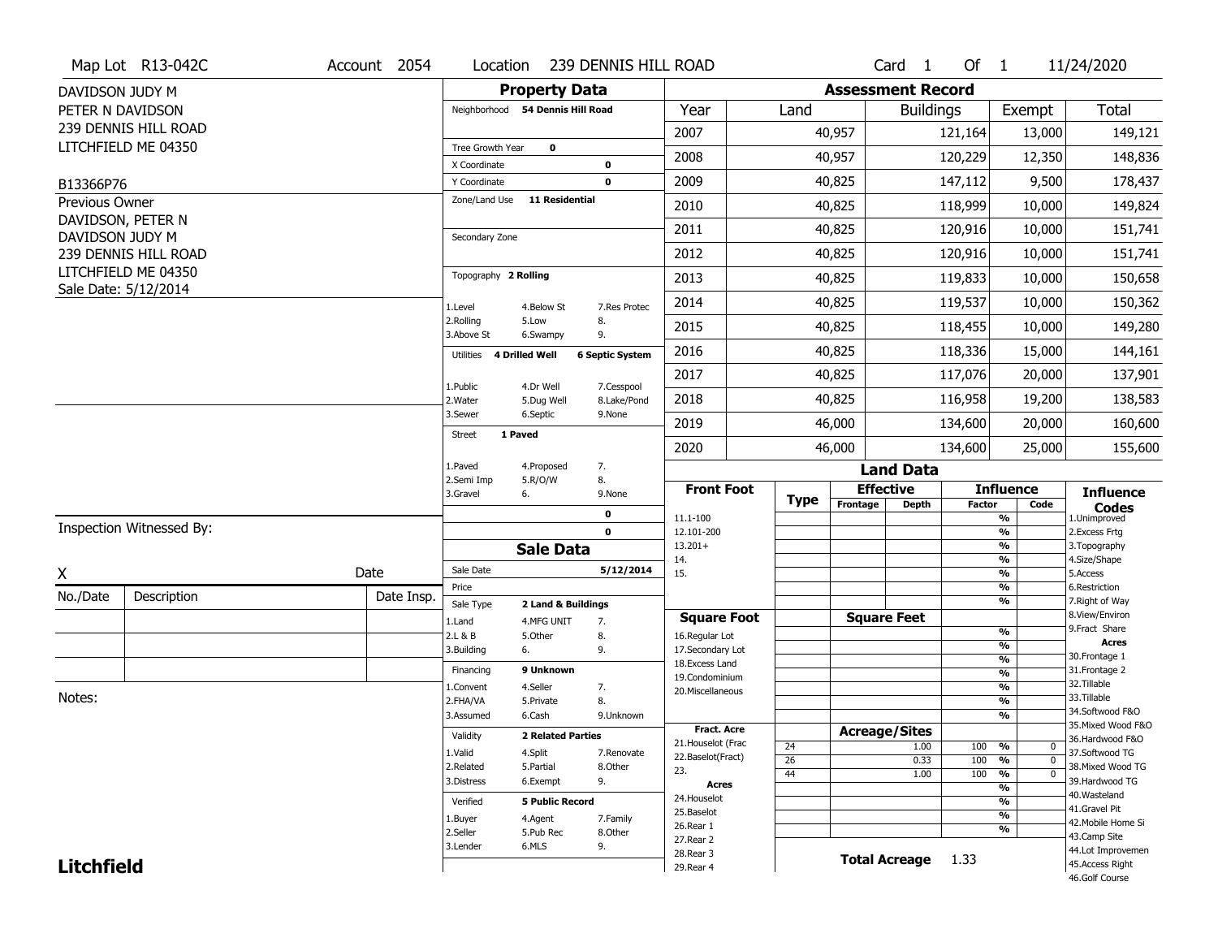Map Lot R13-042C | Account 2054 | Location 239 DENNIS HILL ROAD | Card 1 Of 1 | 11/24/2020

DAVIDSON JUDY M
PETER N DAVIDSON
239 DENNIS HILL ROAD
LITCHFIELD ME 04350

B13366P76

Previous Owner
DAVIDSON, PETER N
DAVIDSON JUDY M
239 DENNIS HILL ROAD
LITCHFIELD ME 04350
Sale Date: 5/12/2014

## Property Data

Neighborhood **54 Dennis Hill Road**

Tree Growth Year **0**
X Coordinate **0**
Y Coordinate **0**
Zone/Land Use **11 Residential**

Secondary Zone

Topography **2 Rolling**

1.Level 4.Below St 7.Res Protec
2.Rolling 5.Low 8.
3.Above St 6.Swampy 9.

Utilities **4 Drilled Well** **6 Septic System**

1.Public 4.Dr Well 7.Cesspool
2.Water 5.Dug Well 8.Lake/Pond
3.Sewer 6.Septic 9.None

Street **1 Paved**

1.Paved 4.Proposed 7.
2.Semi Imp 5.R/O/W 8.
3.Gravel 6. 9.None

**0**
**0**

## Sale Data

Sale Date **5/12/2014**
Price
Sale Type **2 Land & Buildings**

1.Land 4.MFG UNIT 7.
2.L & B 5.Other 8.
3.Building 6. 9.

Financing **9 Unknown**

1.Convent 4.Seller 7.
2.FHA/VA 5.Private 8.
3.Assumed 6.Cash 9.Unknown

Validity **2 Related Parties**

1.Valid 4.Split 7.Renovate
2.Related 5.Partial 8.Other
3.Distress 6.Exempt 9.

Verified **5 Public Record**

1.Buyer 4.Agent 7.Family
2.Seller 5.Pub Rec 8.Other
3.Lender 6.MLS 9.

## Assessment Record

| Year | Land | Buildings | Exempt | Total |
|---|---|---|---|---|
| 2007 | 40,957 | 121,164 | 13,000 | 149,121 |
| 2008 | 40,957 | 120,229 | 12,350 | 148,836 |
| 2009 | 40,825 | 147,112 | 9,500 | 178,437 |
| 2010 | 40,825 | 118,999 | 10,000 | 149,824 |
| 2011 | 40,825 | 120,916 | 10,000 | 151,741 |
| 2012 | 40,825 | 120,916 | 10,000 | 151,741 |
| 2013 | 40,825 | 119,833 | 10,000 | 150,658 |
| 2014 | 40,825 | 119,537 | 10,000 | 150,362 |
| 2015 | 40,825 | 118,455 | 10,000 | 149,280 |
| 2016 | 40,825 | 118,336 | 15,000 | 144,161 |
| 2017 | 40,825 | 117,076 | 20,000 | 137,901 |
| 2018 | 40,825 | 116,958 | 19,200 | 138,583 |
| 2019 | 46,000 | 134,600 | 20,000 | 160,600 |
| 2020 | 46,000 | 134,600 | 25,000 | 155,600 |

## Land Data

| Front Foot | Type | Effective Frontage | Effective Depth | Influence Factor | Influence Code |
|---|---|---|---|---|---|
| 11.1-100 | | | | % | |
| 12.101-200 | | | | % | |
| 13.201+ | | | | % | |
| 14. | | | | % | |
| 15. | | | | % | |
| | | | | % | |

| Square Foot | | Square Feet | | | |
|---|---|---|---|---|---|
| 16.Regular Lot | | | | % | |
| 17.Secondary Lot | | | | % | |
| 18.Excess Land | | | | % | |
| 19.Condominium | | | | % | |
| 20.Miscellaneous | | | | % | |
| | | | | % | |
| | | | | % | |

| Fract. Acre / Acres | Type | Acreage/Sites | Factor | Code |
|---|---|---|---|---|
| 21.Houselot (Frac | 24 | 1.00 | 100 % | 0 |
| 22.Baselot(Fract) | 26 | 0.33 | 100 % | 0 |
| 23. | 44 | 1.00 | 100 % | 0 |
| 24.Houselot | | | % | |
| 25.Baselot | | | % | |
| 26.Rear 1 | | | % | |
| 27.Rear 2 | | | % | |
| 28.Rear 3 | | | | |
| 29.Rear 4 | | | | |

**Total Acreage** 1.33

**Influence Codes**
1.Unimproved
2.Excess Frtg
3.Topography
4.Size/Shape
5.Access
6.Restriction
7.Right of Way
8.View/Environ
9.Fract Share
**Acres**
30.Frontage 1
31.Frontage 2
32.Tillable
33.Tillable
34.Softwood F&O
35.Mixed Wood F&O
36.Hardwood F&O
37.Softwood TG
38.Mixed Wood TG
39.Hardwood TG
40.Wasteland
41.Gravel Pit
42.Mobile Home Si
43.Camp Site
44.Lot Improvemen
45.Access Right
46.Golf Course

Inspection Witnessed By:

X Date

| No./Date | Description | Date Insp. |
|---|---|---|
| | | |
| | | |
| | | |

Notes:

**Litchfield**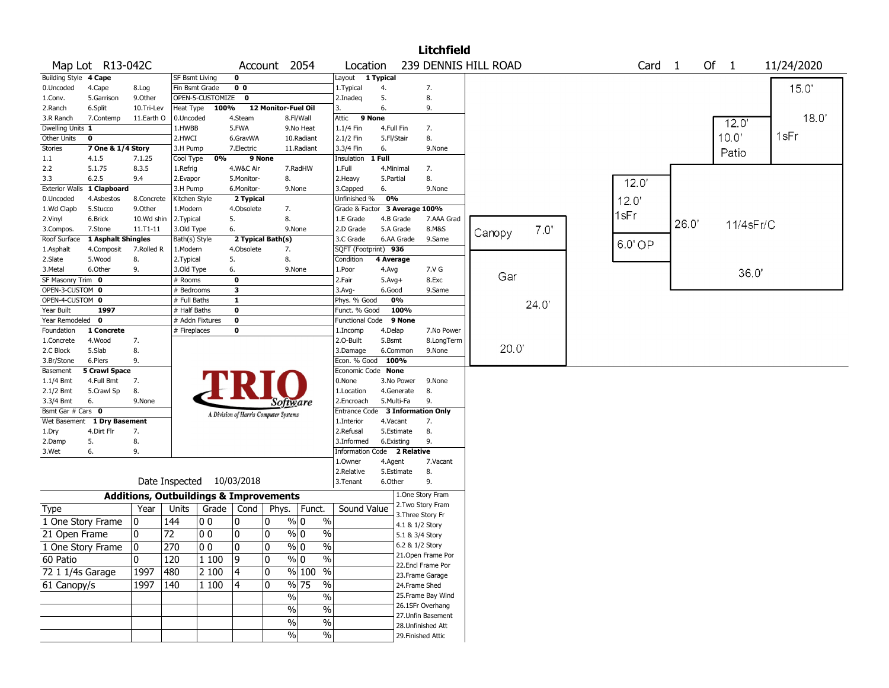# Litchfield

**Map Lot** R13-042C **Account** 2054 **Location** 239 DENNIS HILL ROAD **Card** 1 **Of** 1 11/24/2020

| Building Style | 4 Cape | | SF Bsmt Living | 0 | | Layout | 1 Typical | |
|---|---|---|---|---|---|---|---|---|
| 0.Uncoded | 4.Cape | 8.Log | Fin Bsmt Grade | 0 0 | | 1.Typical | 4. | 7. |
| 1.Conv. | 5.Garrison | 9.Other | OPEN-5-CUSTOMIZE | 0 | | 2.Inadeq | 5. | 8. |
| 2.Ranch | 6.Split | 10.Tri-Lev | Heat Type 100% | 12 Monitor-Fuel Oil | | 3. | 6. | 9. |
| 3.R Ranch | 7.Contemp | 11.Earth O | 0.Uncoded | 4.Steam | 8.Fl/Wall | Attic | 9 None | |
| Dwelling Units | 1 | | 1.HWBB | 5.FWA | 9.No Heat | 1.1/4 Fin | 4.Full Fin | 7. |
| Other Units | 0 | | 2.HWCI | 6.GravWA | 10.Radiant | 2.1/2 Fin | 5.Fl/Stair | 8. |
| Stories | 7 One & 1/4 Story | | 3.H Pump | 7.Electric | 11.Radiant | 3.3/4 Fin | 6. | 9.None |
| 1.1 | 4.1.5 | 7.1.25 | Cool Type 0% | 9 None | | Insulation | 1 Full | |
| 2.2 | 5.1.75 | 8.3.5 | 1.Refrig | 4.W&C Air | 7.RadHW | 1.Full | 4.Minimal | 7. |
| 3.3 | 6.2.5 | 9.4 | 2.Evapor | 5.Monitor- | 8. | 2.Heavy | 5.Partial | 8. |
| Exterior Walls | 1 Clapboard | | 3.H Pump | 6.Monitor- | 9.None | 3.Capped | 6. | 9.None |
| 0.Uncoded | 4.Asbestos | 8.Concrete | Kitchen Style | 2 Typical | | Unfinished % | 0% | |
| 1.Wd Clapb | 5.Stucco | 9.Other | 1.Modern | 4.Obsolete | 7. | Grade & Factor | 3 Average 100% | |
| 2.Vinyl | 6.Brick | 10.Wd shin | 2.Typical | 5. | 8. | 1.E Grade | 4.B Grade | 7.AAA Grad |
| 3.Compos. | 7.Stone | 11.T1-11 | 3.Old Type | 6. | 9.None | 2.D Grade | 5.A Grade | 8.M&S |
| Roof Surface | 1 Asphalt Shingles | | Bath(s) Style | 2 Typical Bath(s) | | 3.C Grade | 6.AA Grade | 9.Same |
| 1.Asphalt | 4.Composit | 7.Rolled R | 1.Modern | 4.Obsolete | 7. | SQFT (Footprint) | 936 | |
| 2.Slate | 5.Wood | 8. | 2.Typical | 5. | 8. | Condition | 4 Average | |
| 3.Metal | 6.Other | 9. | 3.Old Type | 6. | 9.None | 1.Poor | 4.Avg | 7.V G |
| SF Masonry Trim | 0 | | # Rooms | 0 | | 2.Fair | 5.Avg+ | 8.Exc |
| OPEN-3-CUSTOM | 0 | | # Bedrooms | 3 | | 3.Avg- | 6.Good | 9.Same |
| OPEN-4-CUSTOM | 0 | | # Full Baths | 1 | | Phys. % Good | 0% | |
| Year Built | 1997 | | # Half Baths | 0 | | Funct. % Good | 100% | |
| Year Remodeled | 0 | | # Addn Fixtures | 0 | | Functional Code | 9 None | |
| Foundation | 1 Concrete | | # Fireplaces | 0 | | 1.Incomp | 4.Delap | 7.No Power |
| 1.Concrete | 4.Wood | 7. | | | | 2.O-Built | 5.Bsmt | 8.LongTerm |
| 2.C Block | 5.Slab | 8. | | | | 3.Damage | 6.Common | 9.None |
| 3.Br/Stone | 6.Piers | 9. | | | | Econ. % Good | 100% | |
| Basement | 5 Crawl Space | | | | | Economic Code | None | |
| 1.1/4 Bmt | 4.Full Bmt | 7. | | | | 0.None | 3.No Power | 9.None |
| 2.1/2 Bmt | 5.Crawl Sp | 8. | | | | 1.Location | 4.Generate | 8. |
| 3.3/4 Bmt | 6. | 9.None | | | | 2.Encroach | 5.Multi-Fa | 9. |
| Bsmt Gar # Cars | 0 | | | | | Entrance Code | 3 Information Only | |
| Wet Basement | 1 Dry Basement | | | | | 1.Interior | 4.Vacant | 7. |
| 1.Dry | 4.Dirt Flr | 7. | | | | 2.Refusal | 5.Estimate | 8. |
| 2.Damp | 5. | 8. | | | | 3.Informed | 6.Existing | 9. |
| 3.Wet | 6. | 9. | | | | Information Code | 2 Relative | |
| | | | | | | 1.Owner | 4.Agent | 7.Vacant |
| | | | | | | 2.Relative | 5.Estimate | 8. |
| | | | | | | 3.Tenant | 6.Other | 9. |

Date Inspected 10/03/2018

TRIO Software — A Division of Harris Computer Systems

## Additions, Outbuildings & Improvements

| Type | Year | Units | Grade | Cond | Phys. | Funct. | Sound Value |
|---|---|---|---|---|---|---|---|
| 1 One Story Frame | 0 | 144 | 0 0 | 0 | 0 % | 0 % | |
| 21 Open Frame | 0 | 72 | 0 0 | 0 | 0 % | 0 % | |
| 1 One Story Frame | 0 | 270 | 0 0 | 0 | 0 % | 0 % | |
| 60 Patio | 0 | 120 | 1 100 | 9 | 0 % | 0 % | |
| 72 1 1/4s Garage | 1997 | 480 | 2 100 | 4 | 0 % | 100 % | |
| 61 Canopy/s | 1997 | 140 | 1 100 | 4 | 0 % | 75 % | |
| | | | | | % | % | |
| | | | | | % | % | |
| | | | | | % | % | |
| | | | | | % | % | |

1.One Story Fram
2.Two Story Fram
3.Three Story Fr
4.1 & 1/2 Story
5.1 & 3/4 Story
6.2 & 1/2 Story
21.Open Frame Por
22.Encl Frame Por
23.Frame Garage
24.Frame Shed
25.Frame Bay Wind
26.1SFr Overhang
27.Unfin Basement
28.Unfinished Att
29.Finished Attic

Sketch labels: Canopy 7.0', Gar 24.0', 20.0'; 12.0', 12.0', 1sFr, 6.0' OP; 26.0', 11/4sFr/C, 36.0'; 12.0', 10.0', Patio; 15.0', 18.0', 1sFr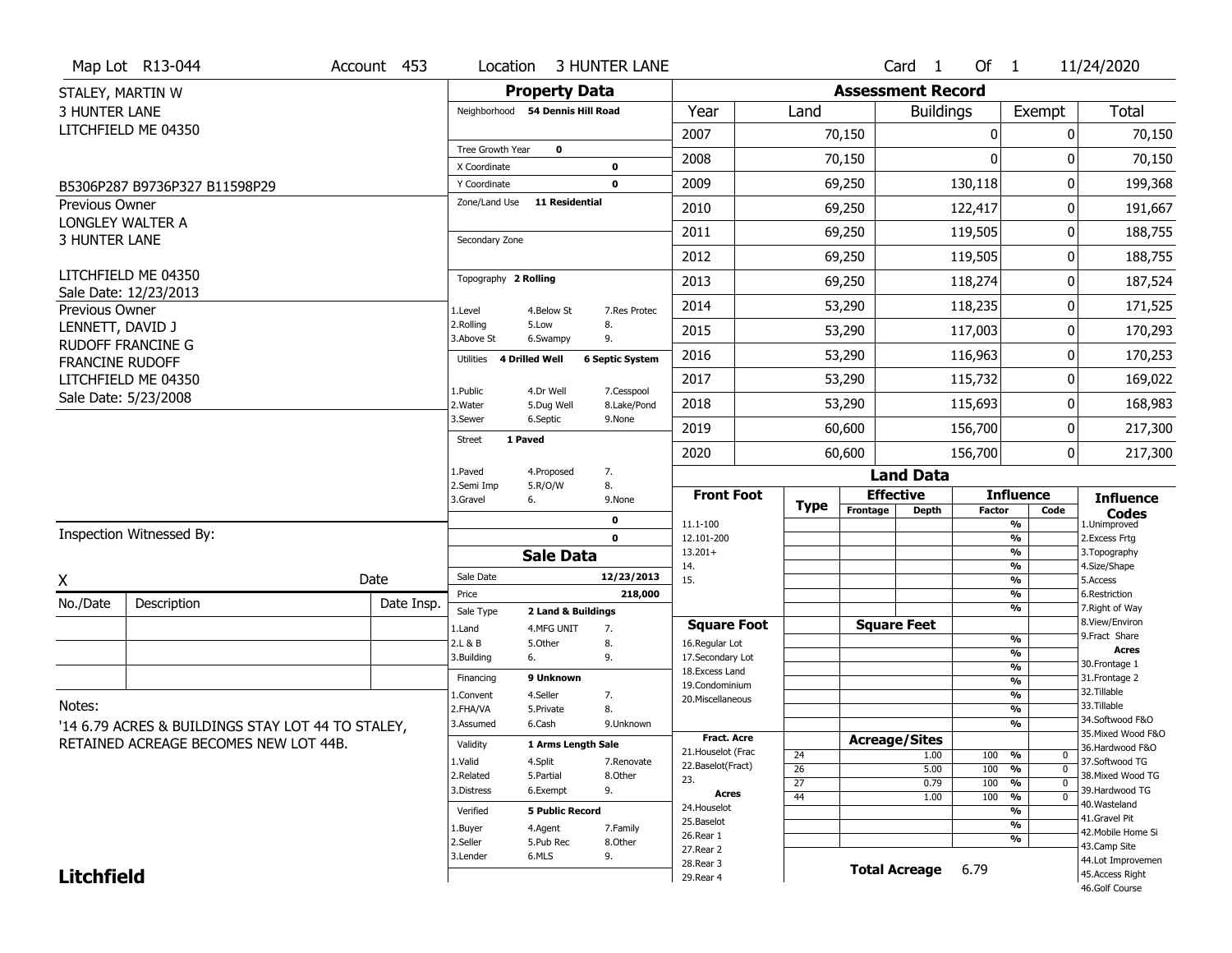Map Lot R13-044 | Account 453 | Location 3 HUNTER LANE | Card 1 Of 1 | 11/24/2020

STALEY, MARTIN W
3 HUNTER LANE
LITCHFIELD ME 04350

B5306P287 B9736P327 B11598P29

Previous Owner
LONGLEY WALTER A
3 HUNTER LANE

LITCHFIELD ME 04350
Sale Date: 12/23/2013

Previous Owner
LENNETT, DAVID J
RUDOFF FRANCINE G
FRANCINE RUDOFF
LITCHFIELD ME 04350
Sale Date: 5/23/2008

## Property Data

Neighborhood: 54 Dennis Hill Road

Tree Growth Year: 0
X Coordinate: 0
Y Coordinate: 0
Zone/Land Use: 11 Residential

Secondary Zone:

Topography: 2 Rolling
1.Level 4.Below St 7.Res Protec
2.Rolling 5.Low 8.
3.Above St 6.Swampy 9.

Utilities: 4 Drilled Well, 6 Septic System
1.Public 4.Dr Well 7.Cesspool
2.Water 5.Dug Well 8.Lake/Pond
3.Sewer 6.Septic 9.None

Street: 1 Paved
1.Paved 4.Proposed 7.
2.Semi Imp 5.R/O/W 8.
3.Gravel 6. 9.None

0
0

## Sale Data

Sale Date: 12/23/2013
Price: 218,000
Sale Type: 2 Land & Buildings
1.Land 4.MFG UNIT 7.
2.L & B 5.Other 8.
3.Building 6. 9.

Financing: 9 Unknown
1.Convent 4.Seller 7.
2.FHA/VA 5.Private 8.
3.Assumed 6.Cash 9.Unknown

Validity: 1 Arms Length Sale
1.Valid 4.Split 7.Renovate
2.Related 5.Partial 8.Other
3.Distress 6.Exempt 9.

Verified: 5 Public Record
1.Buyer 4.Agent 7.Family
2.Seller 5.Pub Rec 8.Other
3.Lender 6.MLS 9.

## Assessment Record

| Year | Land | Buildings | Exempt | Total |
|---|---|---|---|---|
| 2007 | 70,150 | 0 | 0 | 70,150 |
| 2008 | 70,150 | 0 | 0 | 70,150 |
| 2009 | 69,250 | 130,118 | 0 | 199,368 |
| 2010 | 69,250 | 122,417 | 0 | 191,667 |
| 2011 | 69,250 | 119,505 | 0 | 188,755 |
| 2012 | 69,250 | 119,505 | 0 | 188,755 |
| 2013 | 69,250 | 118,274 | 0 | 187,524 |
| 2014 | 53,290 | 118,235 | 0 | 171,525 |
| 2015 | 53,290 | 117,003 | 0 | 170,293 |
| 2016 | 53,290 | 116,963 | 0 | 170,253 |
| 2017 | 53,290 | 115,732 | 0 | 169,022 |
| 2018 | 53,290 | 115,693 | 0 | 168,983 |
| 2019 | 60,600 | 156,700 | 0 | 217,300 |
| 2020 | 60,600 | 156,700 | 0 | 217,300 |

## Land Data

| Front Foot | Type | Effective Frontage | Effective Depth | Influence Factor | Influence Code |
|---|---|---|---|---|---|
| 11.1-100 | | | | % | |
| 12.101-200 | | | | % | |
| 13.201+ | | | | % | |
| 14. | | | | % | |
| 15. | | | | % | |
| | | | | % | |
| | | | | % | |
| **Square Foot** | | **Square Feet** | | | |
| 16.Regular Lot | | | | % | |
| 17.Secondary Lot | | | | % | |
| 18.Excess Land | | | | % | |
| 19.Condominium | | | | % | |
| 20.Miscellaneous | | | | % | |
| | | | | % | |
| | | | | % | |
| **Fract. Acre** | | **Acreage/Sites** | | | |
| 21.Houselot (Frac | 24 | | 1.00 | 100 % | 0 |
| 22.Baselot(Fract) | 26 | | 5.00 | 100 % | 0 |
| 23. | 27 | | 0.79 | 100 % | 0 |
| **Acres** | 44 | | 1.00 | 100 % | 0 |
| 24.Houselot | | | | % | |
| 25.Baselot | | | | % | |
| 26.Rear 1 | | | | % | |
| 27.Rear 2 | | | | | |
| 28.Rear 3 | | | | | |
| 29.Rear 4 | | | | | |

**Total Acreage** 6.79

**Influence Codes**
1.Unimproved
2.Excess Frtg
3.Topography
4.Size/Shape
5.Access
6.Restriction
7.Right of Way
8.View/Environ
9.Fract Share
**Acres**
30.Frontage 1
31.Frontage 2
32.Tillable
33.Tillable
34.Softwood F&O
35.Mixed Wood F&O
36.Hardwood F&O
37.Softwood TG
38.Mixed Wood TG
39.Hardwood TG
40.Wasteland
41.Gravel Pit
42.Mobile Home Si
43.Camp Site
44.Lot Improvemen
45.Access Right
46.Golf Course

Inspection Witnessed By:

X _______________ Date

| No./Date | Description | Date Insp. |
|---|---|---|
| | | |
| | | |
| | | |

Notes:
'14 6.79 ACRES & BUILDINGS STAY LOT 44 TO STALEY, RETAINED ACREAGE BECOMES NEW LOT 44B.

**Litchfield**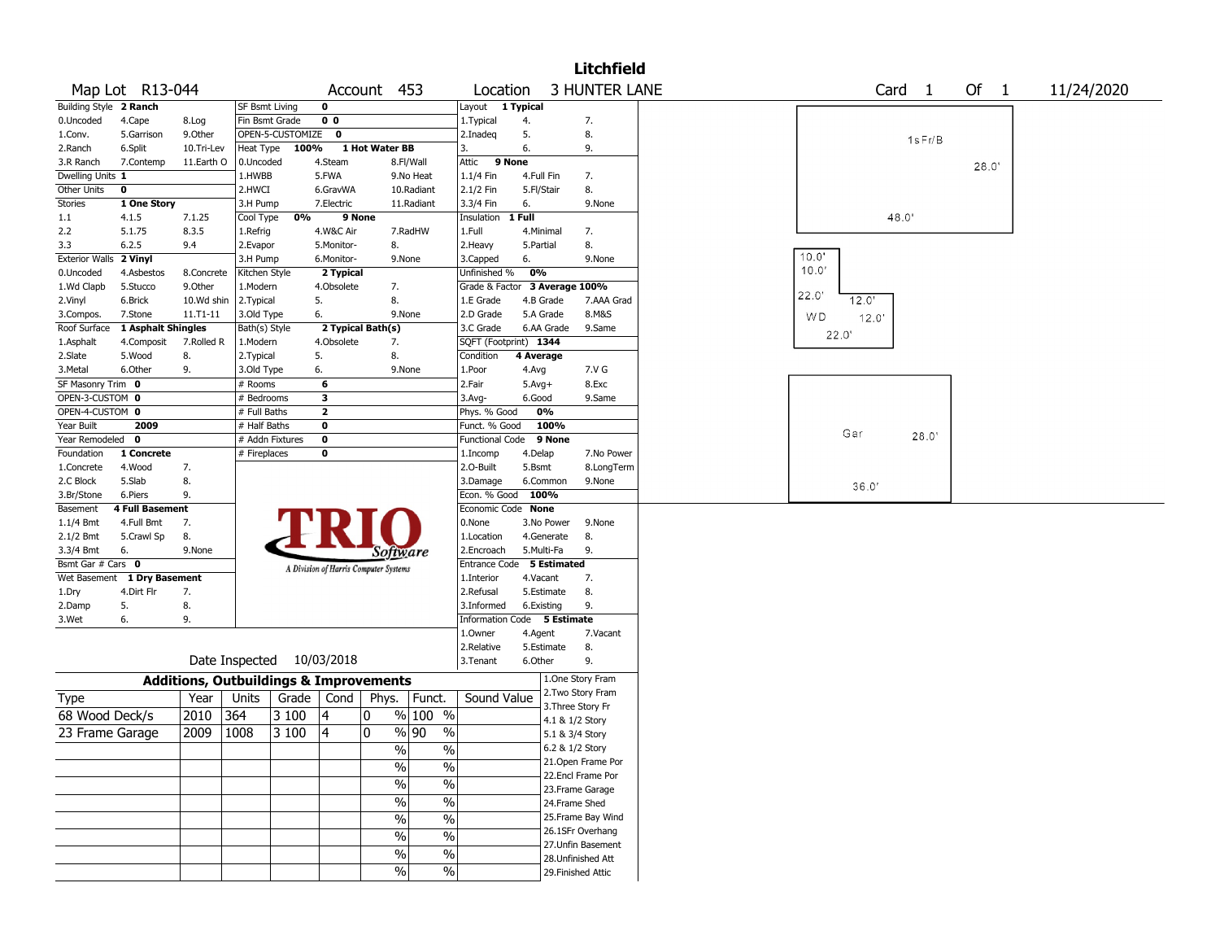# Litchfield

**Map Lot** R13-044 **Account** 453 **Location** 3 HUNTER LANE **Card** 1 **Of** 1 11/24/2020

| | | | | | | | | | | | |
|---|---|---|---|---|---|---|---|---|---|---|---|
| Building Style | **2 Ranch** | | SF Bsmt Living | **0** | | | Layout | **1 Typical** | | | |
| 0.Uncoded | 4.Cape | 8.Log | Fin Bsmt Grade | **0 0** | | | 1.Typical | 4. | 7. | | |
| 1.Conv. | 5.Garrison | 9.Other | OPEN-5-CUSTOMIZE | **0** | | | 2.Inadeq | 5. | 8. | | |
| 2.Ranch | 6.Split | 10.Tri-Lev | Heat Type | **100%** | **1 Hot Water BB** | | 3. | 6. | 9. | | |
| 3.R Ranch | 7.Contemp | 11.Earth O | 0.Uncoded | 4.Steam | 8.Fl/Wall | | Attic | **9 None** | | | |
| Dwelling Units | **1** | | 1.HWBB | 5.FWA | 9.No Heat | | 1.1/4 Fin | 4.Full Fin | 7. | | |
| Other Units | **0** | | 2.HWCI | 6.GravWA | 10.Radiant | | 2.1/2 Fin | 5.Fl/Stair | 8. | | |
| Stories | **1 One Story** | | 3.H Pump | 7.Electric | 11.Radiant | | 3.3/4 Fin | 6. | 9.None | | |
| 1.1 | 4.1.5 | 7.1.25 | Cool Type | **0%** | **9 None** | | Insulation | **1 Full** | | | |
| 2.2 | 5.1.75 | 8.3.5 | 1.Refrig | 4.W&C Air | 7.RadHW | | 1.Full | 4.Minimal | 7. | | |
| 3.3 | 6.2.5 | 9.4 | 2.Evapor | 5.Monitor- | 8. | | 2.Heavy | 5.Partial | 8. | | |
| Exterior Walls | **2 Vinyl** | | 3.H Pump | 6.Monitor- | 9.None | | 3.Capped | 6. | 9.None | | |
| 0.Uncoded | 4.Asbestos | 8.Concrete | Kitchen Style | **2 Typical** | | | Unfinished % | **0%** | | | |
| 1.Wd Clapb | 5.Stucco | 9.Other | 1.Modern | 4.Obsolete | 7. | | Grade & Factor | **3 Average 100%** | | | |
| 2.Vinyl | 6.Brick | 10.Wd shin | 2.Typical | 5. | 8. | | 1.E Grade | 4.B Grade | 7.AAA Grad | | |
| 3.Compos. | 7.Stone | 11.T1-11 | 3.Old Type | 6. | 9.None | | 2.D Grade | 5.A Grade | 8.M&S | | |
| Roof Surface | **1 Asphalt Shingles** | | Bath(s) Style | **2 Typical Bath(s)** | | | 3.C Grade | 6.AA Grade | 9.Same | | |
| 1.Asphalt | 4.Composit | 7.Rolled R | 1.Modern | 4.Obsolete | 7. | | SQFT (Footprint) | **1344** | | | |
| 2.Slate | 5.Wood | 8. | 2.Typical | 5. | 8. | | Condition | **4 Average** | | | |
| 3.Metal | 6.Other | 9. | 3.Old Type | 6. | 9.None | | 1.Poor | 4.Avg | 7.V G | | |
| SF Masonry Trim | **0** | | # Rooms | **6** | | | 2.Fair | 5.Avg+ | 8.Exc | | |
| OPEN-3-CUSTOM | **0** | | # Bedrooms | **3** | | | 3.Avg- | 6.Good | 9.Same | | |
| OPEN-4-CUSTOM | **0** | | # Full Baths | **2** | | | Phys. % Good | **0%** | | | |
| Year Built | **2009** | | # Half Baths | **0** | | | Funct. % Good | **100%** | | | |
| Year Remodeled | **0** | | # Addn Fixtures | **0** | | | Functional Code | **9 None** | | | |
| Foundation | **1 Concrete** | | # Fireplaces | **0** | | | 1.Incomp | 4.Delap | 7.No Power | | |
| 1.Concrete | 4.Wood | 7. | | | | | 2.O-Built | 5.Bsmt | 8.LongTerm | | |
| 2.C Block | 5.Slab | 8. | | | | | 3.Damage | 6.Common | 9.None | | |
| 3.Br/Stone | 6.Piers | 9. | | | | | Econ. % Good | **100%** | | | |
| Basement | **4 Full Basement** | | | | | | Economic Code | **None** | | | |
| 1.1/4 Bmt | 4.Full Bmt | 7. | | | | | 0.None | 3.No Power | 9.None | | |
| 2.1/2 Bmt | 5.Crawl Sp | 8. | | | | | 1.Location | 4.Generate | 8. | | |
| 3.3/4 Bmt | 6. | 9.None | | | | | 2.Encroach | 5.Multi-Fa | 9. | | |
| Bsmt Gar # Cars | **0** | | | | | | Entrance Code | **5 Estimated** | | | |
| Wet Basement | **1 Dry Basement** | | | | | | 1.Interior | 4.Vacant | 7. | | |
| 1.Dry | 4.Dirt Flr | 7. | | | | | 2.Refusal | 5.Estimate | 8. | | |
| 2.Damp | 5. | 8. | | | | | 3.Informed | 6.Existing | 9. | | |
| 3.Wet | 6. | 9. | | | | | Information Code | **5 Estimate** | | | |
| | | | | | | | 1.Owner | 4.Agent | 7.Vacant | | |
| | | | | | | | 2.Relative | 5.Estimate | 8. | | |
| | | | | | | | 3.Tenant | 6.Other | 9. | | |

TRIO Software — A Division of Harris Computer Systems

Date Inspected 10/03/2018

## Additions, Outbuildings & Improvements

| Type | Year | Units | Grade | Cond | Phys. | Funct. | Sound Value |
|---|---|---|---|---|---|---|---|
| 68 Wood Deck/s | 2010 | 364 | 3 100 | 4 | 0 % | 100 % | |
| 23 Frame Garage | 2009 | 1008 | 3 100 | 4 | 0 % | 90 % | |
| | | | | | % | % | |
| | | | | | % | % | |
| | | | | | % | % | |
| | | | | | % | % | |
| | | | | | % | % | |
| | | | | | % | % | |
| | | | | | % | % | |
| | | | | | % | % | |

1.One Story Fram
2.Two Story Fram
3.Three Story Fr
4.1 & 1/2 Story
5.1 & 3/4 Story
6.2 & 1/2 Story
21.Open Frame Por
22.Encl Frame Por
23.Frame Garage
24.Frame Shed
25.Frame Bay Wind
26.1SFr Overhang
27.Unfin Basement
28.Unfinished Att
29.Finished Attic

1sFr/B
28.0'
48.0'
10.0'
10.0'
22.0'
12.0'
WD
12.0'
22.0'
Gar
28.0'
36.0'